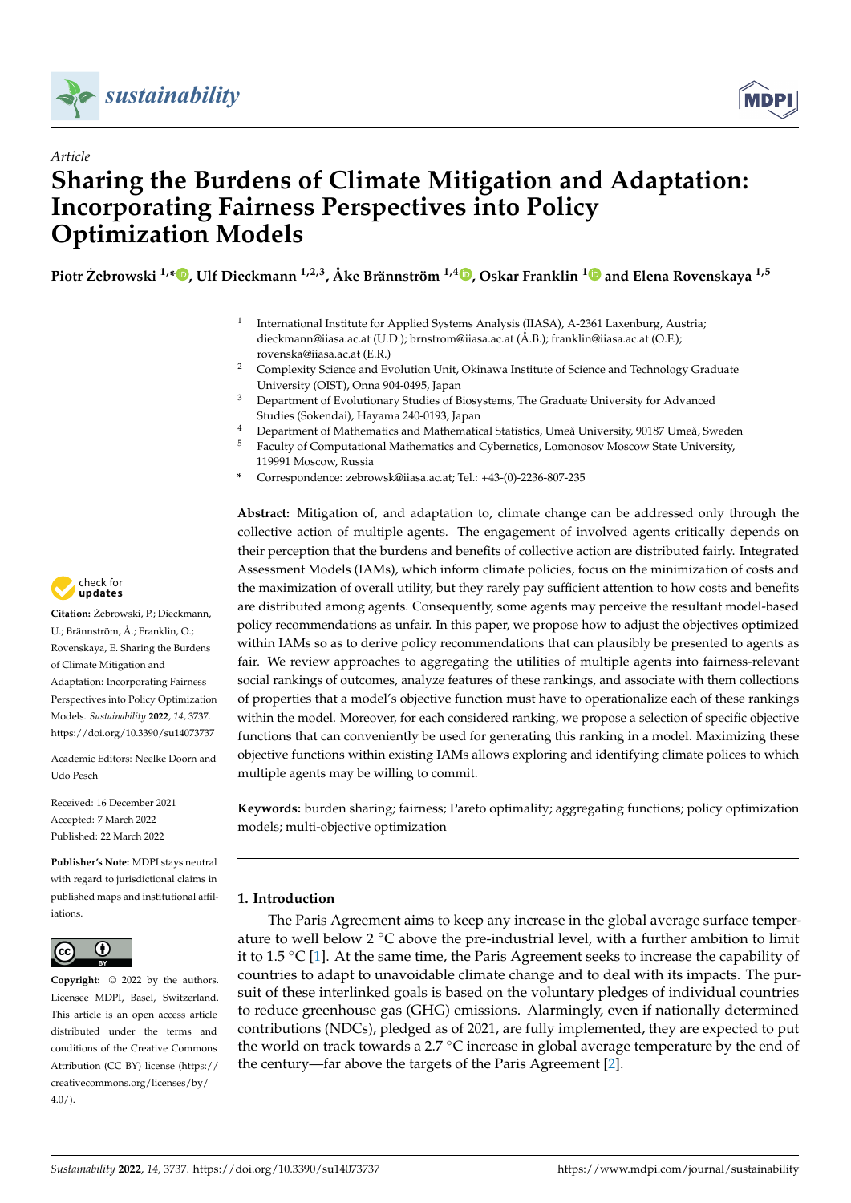*Article*

# Sharing the Burdens of Climate Mitigation and Adaptation: Incorporating Fairness Perspectives into Policy Optimization Models

**Piotr Żebrowski [1,*], Ulf Dieckmann [1,2,3], Åke Brännström [1,4], Oskar Franklin [1] and Elena Rovenskaya [1,5]**

[1] International Institute for Applied Systems Analysis (IIASA), A-2361 Laxenburg, Austria; dieckmann@iiasa.ac.at (U.D.); brnstrom@iiasa.ac.at (Å.B.); franklin@iiasa.ac.at (O.F.); rovenska@iiasa.ac.at (E.R.)

[2] Complexity Science and Evolution Unit, Okinawa Institute of Science and Technology Graduate University (OIST), Onna 904-0495, Japan

[3] Department of Evolutionary Studies of Biosystems, The Graduate University for Advanced Studies (Sokendai), Hayama 240-0193, Japan

[4] Department of Mathematics and Mathematical Statistics, Umeå University, 90187 Umeå, Sweden

[5] Faculty of Computational Mathematics and Cybernetics, Lomonosov Moscow State University, 119991 Moscow, Russia

\* Correspondence: zebrowsk@iiasa.ac.at; Tel.: +43-(0)-2236-807-235

**Citation:** Żebrowski, P.; Dieckmann, U.; Brännström, Å.; Franklin, O.; Rovenskaya, E. Sharing the Burdens of Climate Mitigation and Adaptation: Incorporating Fairness Perspectives into Policy Optimization Models. *Sustainability* **2022**, *14*, 3737. https://doi.org/10.3390/su14073737

Academic Editors: Neelke Doorn and Udo Pesch

Received: 16 December 2021
Accepted: 7 March 2022
Published: 22 March 2022

**Publisher's Note:** MDPI stays neutral with regard to jurisdictional claims in published maps and institutional affiliations.

**Copyright:** © 2022 by the authors. Licensee MDPI, Basel, Switzerland. This article is an open access article distributed under the terms and conditions of the Creative Commons Attribution (CC BY) license (https://creativecommons.org/licenses/by/4.0/).

**Abstract:** Mitigation of, and adaptation to, climate change can be addressed only through the collective action of multiple agents. The engagement of involved agents critically depends on their perception that the burdens and benefits of collective action are distributed fairly. Integrated Assessment Models (IAMs), which inform climate policies, focus on the minimization of costs and the maximization of overall utility, but they rarely pay sufficient attention to how costs and benefits are distributed among agents. Consequently, some agents may perceive the resultant model-based policy recommendations as unfair. In this paper, we propose how to adjust the objectives optimized within IAMs so as to derive policy recommendations that can plausibly be presented to agents as fair. We review approaches to aggregating the utilities of multiple agents into fairness-relevant social rankings of outcomes, analyze features of these rankings, and associate with them collections of properties that a model's objective function must have to operationalize each of these rankings within the model. Moreover, for each considered ranking, we propose a selection of specific objective functions that can conveniently be used for generating this ranking in a model. Maximizing these objective functions within existing IAMs allows exploring and identifying climate polices to which multiple agents may be willing to commit.

**Keywords:** burden sharing; fairness; Pareto optimality; aggregating functions; policy optimization models; multi-objective optimization

## 1. Introduction

The Paris Agreement aims to keep any increase in the global average surface temperature to well below 2 °C above the pre-industrial level, with a further ambition to limit it to 1.5 °C [1]. At the same time, the Paris Agreement seeks to increase the capability of countries to adapt to unavoidable climate change and to deal with its impacts. The pursuit of these interlinked goals is based on the voluntary pledges of individual countries to reduce greenhouse gas (GHG) emissions. Alarmingly, even if nationally determined contributions (NDCs), pledged as of 2021, are fully implemented, they are expected to put the world on track towards a 2.7 °C increase in global average temperature by the end of the century—far above the targets of the Paris Agreement [2].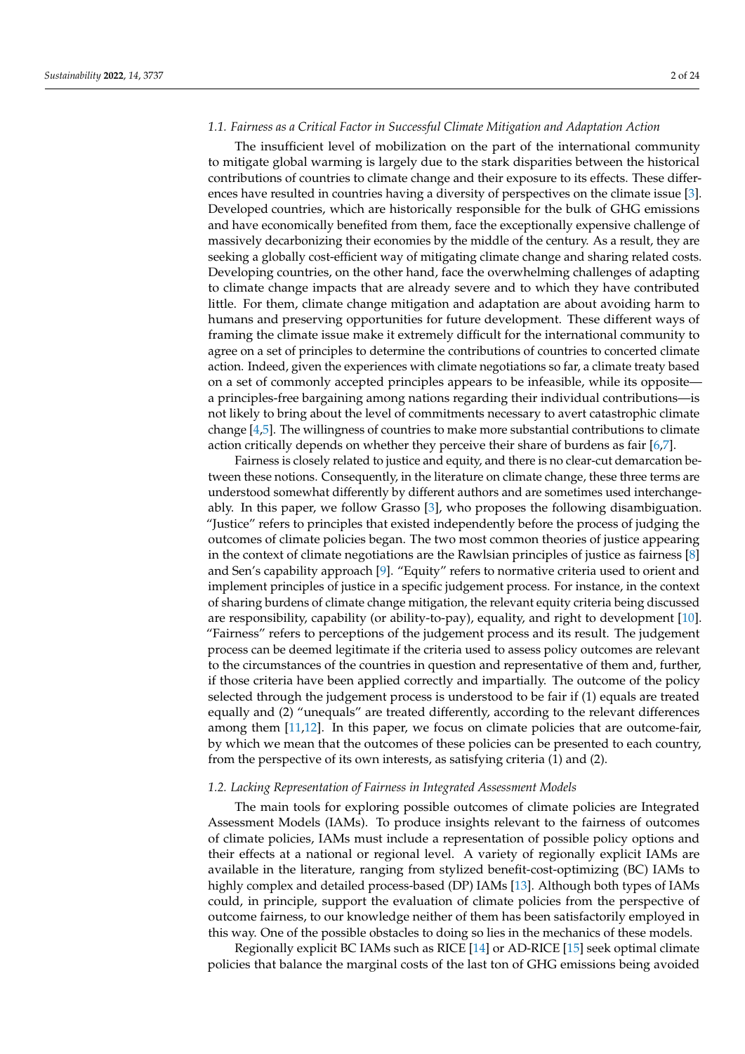### 1.1. Fairness as a Critical Factor in Successful Climate Mitigation and Adaptation Action

The insufficient level of mobilization on the part of the international community to mitigate global warming is largely due to the stark disparities between the historical contributions of countries to climate change and their exposure to its effects. These differences have resulted in countries having a diversity of perspectives on the climate issue [3]. Developed countries, which are historically responsible for the bulk of GHG emissions and have economically benefited from them, face the exceptionally expensive challenge of massively decarbonizing their economies by the middle of the century. As a result, they are seeking a globally cost-efficient way of mitigating climate change and sharing related costs. Developing countries, on the other hand, face the overwhelming challenges of adapting to climate change impacts that are already severe and to which they have contributed little. For them, climate change mitigation and adaptation are about avoiding harm to humans and preserving opportunities for future development. These different ways of framing the climate issue make it extremely difficult for the international community to agree on a set of principles to determine the contributions of countries to concerted climate action. Indeed, given the experiences with climate negotiations so far, a climate treaty based on a set of commonly accepted principles appears to be infeasible, while its opposite—a principles-free bargaining among nations regarding their individual contributions—is not likely to bring about the level of commitments necessary to avert catastrophic climate change [4,5]. The willingness of countries to make more substantial contributions to climate action critically depends on whether they perceive their share of burdens as fair [6,7].

Fairness is closely related to justice and equity, and there is no clear-cut demarcation between these notions. Consequently, in the literature on climate change, these three terms are understood somewhat differently by different authors and are sometimes used interchangeably. In this paper, we follow Grasso [3], who proposes the following disambiguation. "Justice" refers to principles that existed independently before the process of judging the outcomes of climate policies began. The two most common theories of justice appearing in the context of climate negotiations are the Rawlsian principles of justice as fairness [8] and Sen's capability approach [9]. "Equity" refers to normative criteria used to orient and implement principles of justice in a specific judgement process. For instance, in the context of sharing burdens of climate change mitigation, the relevant equity criteria being discussed are responsibility, capability (or ability-to-pay), equality, and right to development [10]. "Fairness" refers to perceptions of the judgement process and its result. The judgement process can be deemed legitimate if the criteria used to assess policy outcomes are relevant to the circumstances of the countries in question and representative of them and, further, if those criteria have been applied correctly and impartially. The outcome of the policy selected through the judgement process is understood to be fair if (1) equals are treated equally and (2) "unequals" are treated differently, according to the relevant differences among them [11,12]. In this paper, we focus on climate policies that are outcome-fair, by which we mean that the outcomes of these policies can be presented to each country, from the perspective of its own interests, as satisfying criteria (1) and (2).

### 1.2. Lacking Representation of Fairness in Integrated Assessment Models

The main tools for exploring possible outcomes of climate policies are Integrated Assessment Models (IAMs). To produce insights relevant to the fairness of outcomes of climate policies, IAMs must include a representation of possible policy options and their effects at a national or regional level. A variety of regionally explicit IAMs are available in the literature, ranging from stylized benefit-cost-optimizing (BC) IAMs to highly complex and detailed process-based (DP) IAMs [13]. Although both types of IAMs could, in principle, support the evaluation of climate policies from the perspective of outcome fairness, to our knowledge neither of them has been satisfactorily employed in this way. One of the possible obstacles to doing so lies in the mechanics of these models.

Regionally explicit BC IAMs such as RICE [14] or AD-RICE [15] seek optimal climate policies that balance the marginal costs of the last ton of GHG emissions being avoided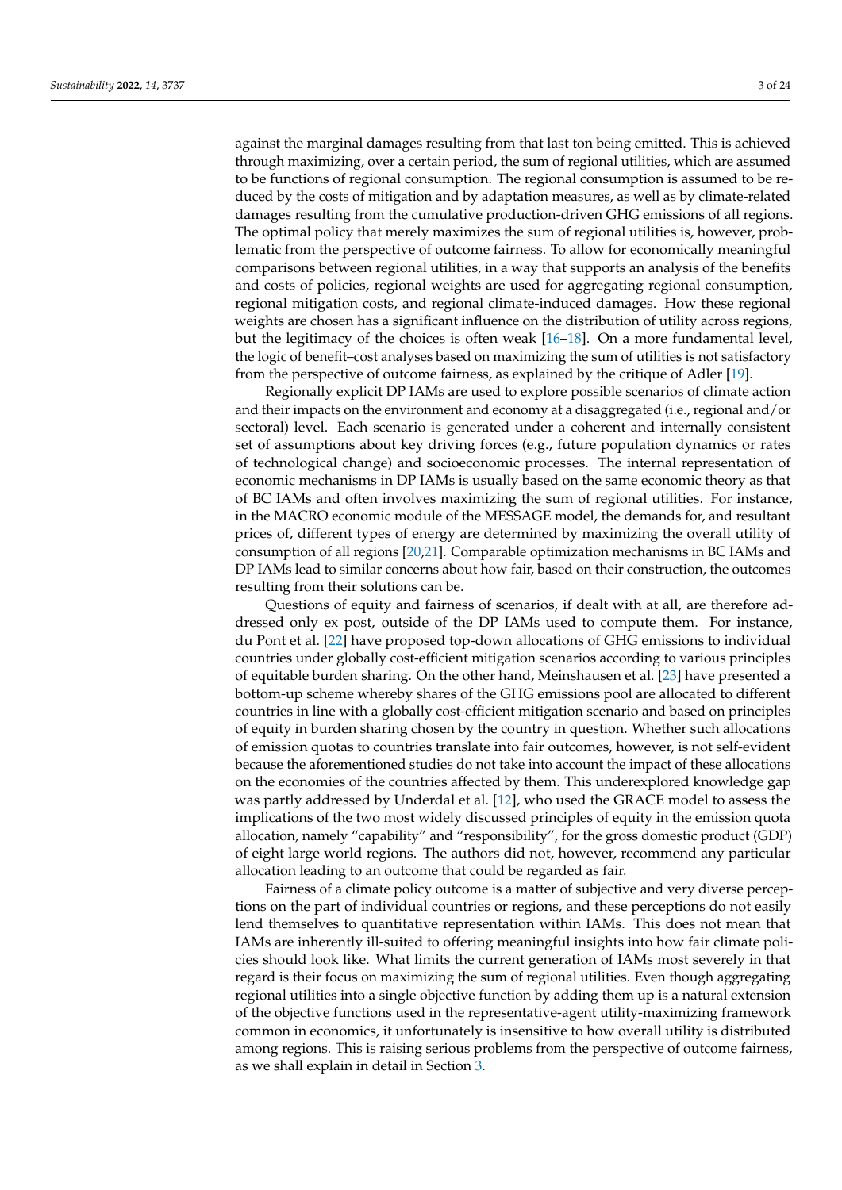against the marginal damages resulting from that last ton being emitted. This is achieved through maximizing, over a certain period, the sum of regional utilities, which are assumed to be functions of regional consumption. The regional consumption is assumed to be reduced by the costs of mitigation and by adaptation measures, as well as by climate-related damages resulting from the cumulative production-driven GHG emissions of all regions. The optimal policy that merely maximizes the sum of regional utilities is, however, problematic from the perspective of outcome fairness. To allow for economically meaningful comparisons between regional utilities, in a way that supports an analysis of the benefits and costs of policies, regional weights are used for aggregating regional consumption, regional mitigation costs, and regional climate-induced damages. How these regional weights are chosen has a significant influence on the distribution of utility across regions, but the legitimacy of the choices is often weak [16–18]. On a more fundamental level, the logic of benefit–cost analyses based on maximizing the sum of utilities is not satisfactory from the perspective of outcome fairness, as explained by the critique of Adler [19].

Regionally explicit DP IAMs are used to explore possible scenarios of climate action and their impacts on the environment and economy at a disaggregated (i.e., regional and/or sectoral) level. Each scenario is generated under a coherent and internally consistent set of assumptions about key driving forces (e.g., future population dynamics or rates of technological change) and socioeconomic processes. The internal representation of economic mechanisms in DP IAMs is usually based on the same economic theory as that of BC IAMs and often involves maximizing the sum of regional utilities. For instance, in the MACRO economic module of the MESSAGE model, the demands for, and resultant prices of, different types of energy are determined by maximizing the overall utility of consumption of all regions [20,21]. Comparable optimization mechanisms in BC IAMs and DP IAMs lead to similar concerns about how fair, based on their construction, the outcomes resulting from their solutions can be.

Questions of equity and fairness of scenarios, if dealt with at all, are therefore addressed only ex post, outside of the DP IAMs used to compute them. For instance, du Pont et al. [22] have proposed top-down allocations of GHG emissions to individual countries under globally cost-efficient mitigation scenarios according to various principles of equitable burden sharing. On the other hand, Meinshausen et al. [23] have presented a bottom-up scheme whereby shares of the GHG emissions pool are allocated to different countries in line with a globally cost-efficient mitigation scenario and based on principles of equity in burden sharing chosen by the country in question. Whether such allocations of emission quotas to countries translate into fair outcomes, however, is not self-evident because the aforementioned studies do not take into account the impact of these allocations on the economies of the countries affected by them. This underexplored knowledge gap was partly addressed by Underdal et al. [12], who used the GRACE model to assess the implications of the two most widely discussed principles of equity in the emission quota allocation, namely "capability" and "responsibility", for the gross domestic product (GDP) of eight large world regions. The authors did not, however, recommend any particular allocation leading to an outcome that could be regarded as fair.

Fairness of a climate policy outcome is a matter of subjective and very diverse perceptions on the part of individual countries or regions, and these perceptions do not easily lend themselves to quantitative representation within IAMs. This does not mean that IAMs are inherently ill-suited to offering meaningful insights into how fair climate policies should look like. What limits the current generation of IAMs most severely in that regard is their focus on maximizing the sum of regional utilities. Even though aggregating regional utilities into a single objective function by adding them up is a natural extension of the objective functions used in the representative-agent utility-maximizing framework common in economics, it unfortunately is insensitive to how overall utility is distributed among regions. This is raising serious problems from the perspective of outcome fairness, as we shall explain in detail in Section 3.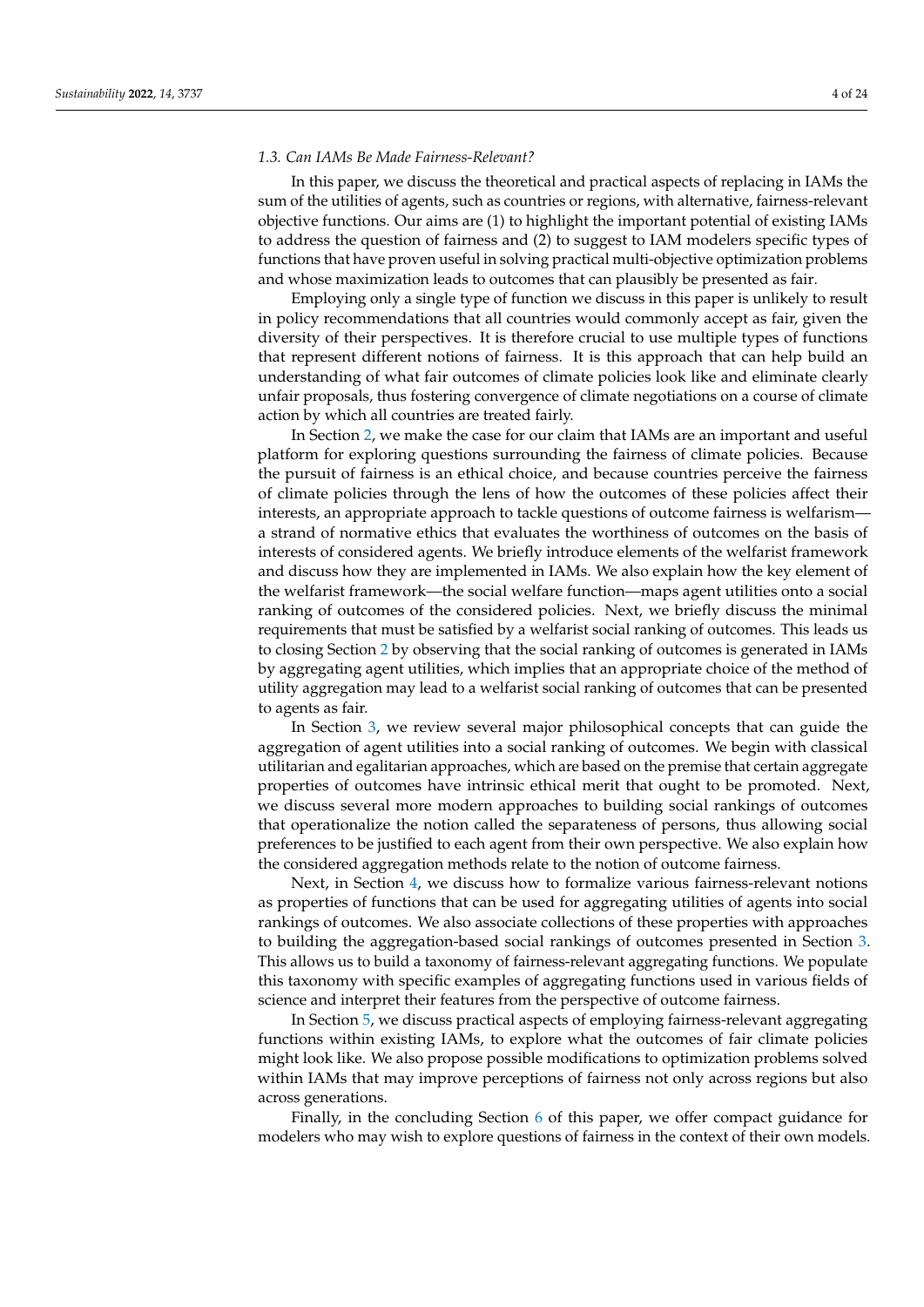### *1.3. Can IAMs Be Made Fairness-Relevant?*

In this paper, we discuss the theoretical and practical aspects of replacing in IAMs the sum of the utilities of agents, such as countries or regions, with alternative, fairness-relevant objective functions. Our aims are (1) to highlight the important potential of existing IAMs to address the question of fairness and (2) to suggest to IAM modelers specific types of functions that have proven useful in solving practical multi-objective optimization problems and whose maximization leads to outcomes that can plausibly be presented as fair.

Employing only a single type of function we discuss in this paper is unlikely to result in policy recommendations that all countries would commonly accept as fair, given the diversity of their perspectives. It is therefore crucial to use multiple types of functions that represent different notions of fairness. It is this approach that can help build an understanding of what fair outcomes of climate policies look like and eliminate clearly unfair proposals, thus fostering convergence of climate negotiations on a course of climate action by which all countries are treated fairly.

In Section 2, we make the case for our claim that IAMs are an important and useful platform for exploring questions surrounding the fairness of climate policies. Because the pursuit of fairness is an ethical choice, and because countries perceive the fairness of climate policies through the lens of how the outcomes of these policies affect their interests, an appropriate approach to tackle questions of outcome fairness is welfarism—a strand of normative ethics that evaluates the worthiness of outcomes on the basis of interests of considered agents. We briefly introduce elements of the welfarist framework and discuss how they are implemented in IAMs. We also explain how the key element of the welfarist framework—the social welfare function—maps agent utilities onto a social ranking of outcomes of the considered policies. Next, we briefly discuss the minimal requirements that must be satisfied by a welfarist social ranking of outcomes. This leads us to closing Section 2 by observing that the social ranking of outcomes is generated in IAMs by aggregating agent utilities, which implies that an appropriate choice of the method of utility aggregation may lead to a welfarist social ranking of outcomes that can be presented to agents as fair.

In Section 3, we review several major philosophical concepts that can guide the aggregation of agent utilities into a social ranking of outcomes. We begin with classical utilitarian and egalitarian approaches, which are based on the premise that certain aggregate properties of outcomes have intrinsic ethical merit that ought to be promoted. Next, we discuss several more modern approaches to building social rankings of outcomes that operationalize the notion called the separateness of persons, thus allowing social preferences to be justified to each agent from their own perspective. We also explain how the considered aggregation methods relate to the notion of outcome fairness.

Next, in Section 4, we discuss how to formalize various fairness-relevant notions as properties of functions that can be used for aggregating utilities of agents into social rankings of outcomes. We also associate collections of these properties with approaches to building the aggregation-based social rankings of outcomes presented in Section 3. This allows us to build a taxonomy of fairness-relevant aggregating functions. We populate this taxonomy with specific examples of aggregating functions used in various fields of science and interpret their features from the perspective of outcome fairness.

In Section 5, we discuss practical aspects of employing fairness-relevant aggregating functions within existing IAMs, to explore what the outcomes of fair climate policies might look like. We also propose possible modifications to optimization problems solved within IAMs that may improve perceptions of fairness not only across regions but also across generations.

Finally, in the concluding Section 6 of this paper, we offer compact guidance for modelers who may wish to explore questions of fairness in the context of their own models.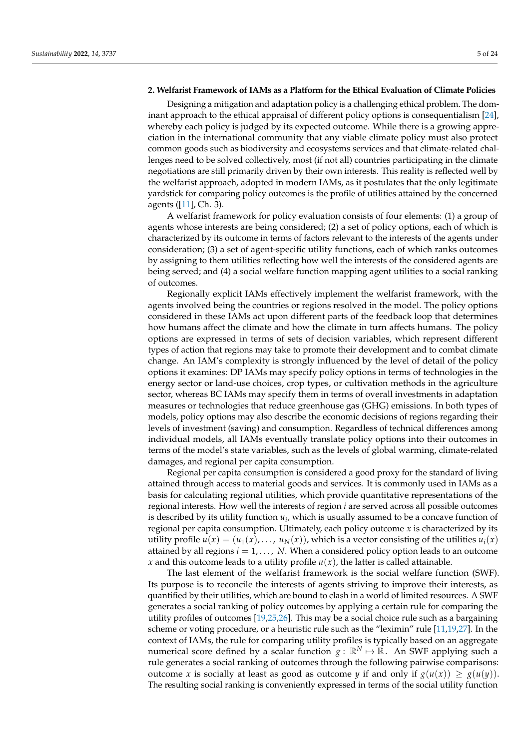## 2. Welfarist Framework of IAMs as a Platform for the Ethical Evaluation of Climate Policies

Designing a mitigation and adaptation policy is a challenging ethical problem. The dominant approach to the ethical appraisal of different policy options is consequentialism [24], whereby each policy is judged by its expected outcome. While there is a growing appreciation in the international community that any viable climate policy must also protect common goods such as biodiversity and ecosystems services and that climate-related challenges need to be solved collectively, most (if not all) countries participating in the climate negotiations are still primarily driven by their own interests. This reality is reflected well by the welfarist approach, adopted in modern IAMs, as it postulates that the only legitimate yardstick for comparing policy outcomes is the profile of utilities attained by the concerned agents ([11], Ch. 3).

A welfarist framework for policy evaluation consists of four elements: (1) a group of agents whose interests are being considered; (2) a set of policy options, each of which is characterized by its outcome in terms of factors relevant to the interests of the agents under consideration; (3) a set of agent-specific utility functions, each of which ranks outcomes by assigning to them utilities reflecting how well the interests of the considered agents are being served; and (4) a social welfare function mapping agent utilities to a social ranking of outcomes.

Regionally explicit IAMs effectively implement the welfarist framework, with the agents involved being the countries or regions resolved in the model. The policy options considered in these IAMs act upon different parts of the feedback loop that determines how humans affect the climate and how the climate in turn affects humans. The policy options are expressed in terms of sets of decision variables, which represent different types of action that regions may take to promote their development and to combat climate change. An IAM's complexity is strongly influenced by the level of detail of the policy options it examines: DP IAMs may specify policy options in terms of technologies in the energy sector or land-use choices, crop types, or cultivation methods in the agriculture sector, whereas BC IAMs may specify them in terms of overall investments in adaptation measures or technologies that reduce greenhouse gas (GHG) emissions. In both types of models, policy options may also describe the economic decisions of regions regarding their levels of investment (saving) and consumption. Regardless of technical differences among individual models, all IAMs eventually translate policy options into their outcomes in terms of the model's state variables, such as the levels of global warming, climate-related damages, and regional per capita consumption.

Regional per capita consumption is considered a good proxy for the standard of living attained through access to material goods and services. It is commonly used in IAMs as a basis for calculating regional utilities, which provide quantitative representations of the regional interests. How well the interests of region $i$ are served across all possible outcomes is described by its utility function $u_i$, which is usually assumed to be a concave function of regional per capita consumption. Ultimately, each policy outcome $x$ is characterized by its utility profile $u(x) = (u_1(x), \ldots, u_N(x))$, which is a vector consisting of the utilities $u_i(x)$ attained by all regions $i = 1, \ldots, N$. When a considered policy option leads to an outcome $x$ and this outcome leads to a utility profile $u(x)$, the latter is called attainable.

The last element of the welfarist framework is the social welfare function (SWF). Its purpose is to reconcile the interests of agents striving to improve their interests, as quantified by their utilities, which are bound to clash in a world of limited resources. A SWF generates a social ranking of policy outcomes by applying a certain rule for comparing the utility profiles of outcomes [19,25,26]. This may be a social choice rule such as a bargaining scheme or voting procedure, or a heuristic rule such as the "leximin" rule [11,19,27]. In the context of IAMs, the rule for comparing utility profiles is typically based on an aggregate numerical score defined by a scalar function $g : \mathbb{R}^N \mapsto \mathbb{R}$. An SWF applying such a rule generates a social ranking of outcomes through the following pairwise comparisons: outcome $x$ is socially at least as good as outcome $y$ if and only if $g(u(x)) \geq g(u(y))$. The resulting social ranking is conveniently expressed in terms of the social utility function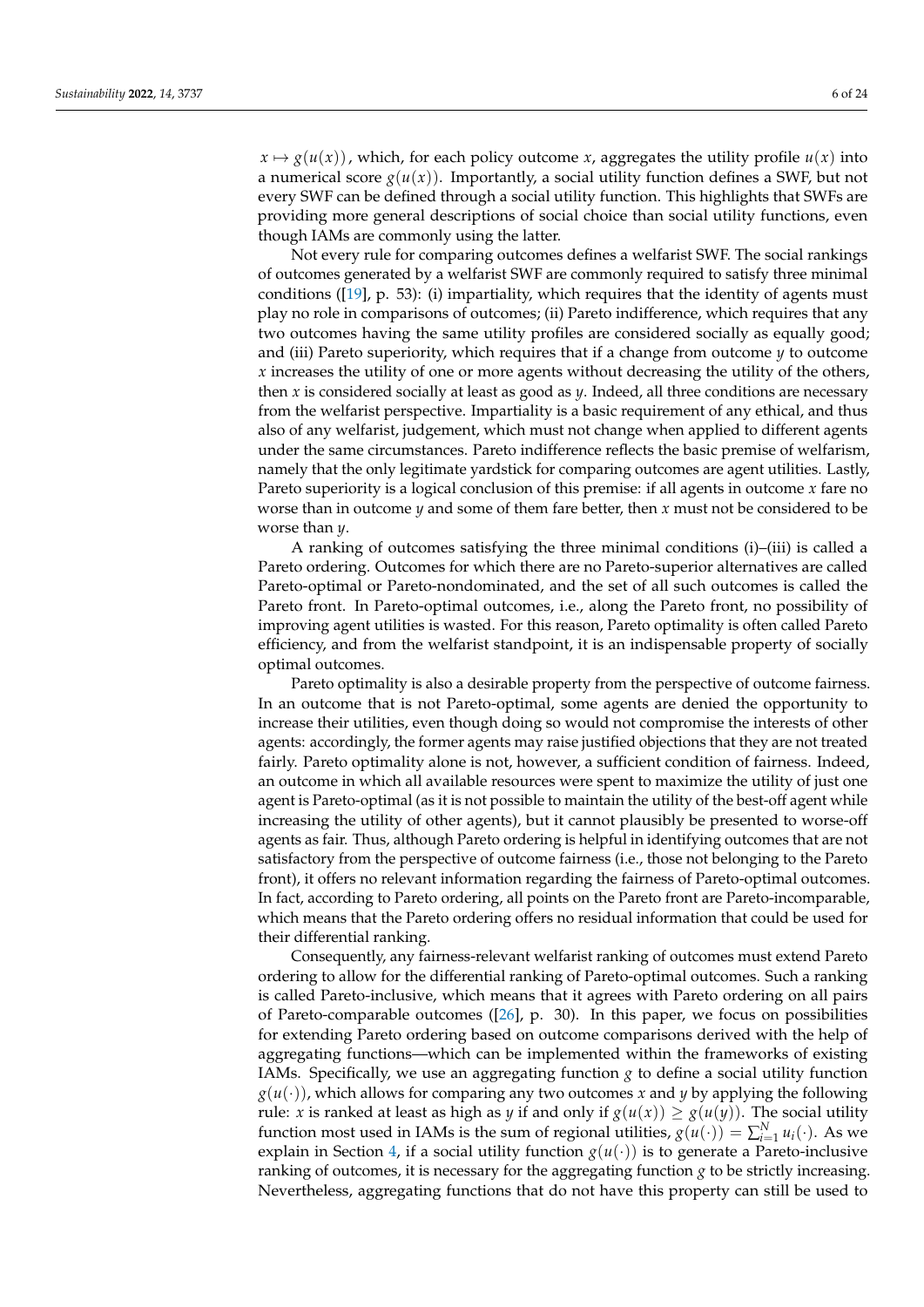$x \mapsto g(u(x))$, which, for each policy outcome $x$, aggregates the utility profile $u(x)$ into a numerical score $g(u(x))$. Importantly, a social utility function defines a SWF, but not every SWF can be defined through a social utility function. This highlights that SWFs are providing more general descriptions of social choice than social utility functions, even though IAMs are commonly using the latter.

Not every rule for comparing outcomes defines a welfarist SWF. The social rankings of outcomes generated by a welfarist SWF are commonly required to satisfy three minimal conditions ([19], p. 53): (i) impartiality, which requires that the identity of agents must play no role in comparisons of outcomes; (ii) Pareto indifference, which requires that any two outcomes having the same utility profiles are considered socially as equally good; and (iii) Pareto superiority, which requires that if a change from outcome $y$ to outcome $x$ increases the utility of one or more agents without decreasing the utility of the others, then $x$ is considered socially at least as good as $y$. Indeed, all three conditions are necessary from the welfarist perspective. Impartiality is a basic requirement of any ethical, and thus also of any welfarist, judgement, which must not change when applied to different agents under the same circumstances. Pareto indifference reflects the basic premise of welfarism, namely that the only legitimate yardstick for comparing outcomes are agent utilities. Lastly, Pareto superiority is a logical conclusion of this premise: if all agents in outcome $x$ fare no worse than in outcome $y$ and some of them fare better, then $x$ must not be considered to be worse than $y$.

A ranking of outcomes satisfying the three minimal conditions (i)–(iii) is called a Pareto ordering. Outcomes for which there are no Pareto-superior alternatives are called Pareto-optimal or Pareto-nondominated, and the set of all such outcomes is called the Pareto front. In Pareto-optimal outcomes, i.e., along the Pareto front, no possibility of improving agent utilities is wasted. For this reason, Pareto optimality is often called Pareto efficiency, and from the welfarist standpoint, it is an indispensable property of socially optimal outcomes.

Pareto optimality is also a desirable property from the perspective of outcome fairness. In an outcome that is not Pareto-optimal, some agents are denied the opportunity to increase their utilities, even though doing so would not compromise the interests of other agents: accordingly, the former agents may raise justified objections that they are not treated fairly. Pareto optimality alone is not, however, a sufficient condition of fairness. Indeed, an outcome in which all available resources were spent to maximize the utility of just one agent is Pareto-optimal (as it is not possible to maintain the utility of the best-off agent while increasing the utility of other agents), but it cannot plausibly be presented to worse-off agents as fair. Thus, although Pareto ordering is helpful in identifying outcomes that are not satisfactory from the perspective of outcome fairness (i.e., those not belonging to the Pareto front), it offers no relevant information regarding the fairness of Pareto-optimal outcomes. In fact, according to Pareto ordering, all points on the Pareto front are Pareto-incomparable, which means that the Pareto ordering offers no residual information that could be used for their differential ranking.

Consequently, any fairness-relevant welfarist ranking of outcomes must extend Pareto ordering to allow for the differential ranking of Pareto-optimal outcomes. Such a ranking is called Pareto-inclusive, which means that it agrees with Pareto ordering on all pairs of Pareto-comparable outcomes ([26], p. 30). In this paper, we focus on possibilities for extending Pareto ordering based on outcome comparisons derived with the help of aggregating functions—which can be implemented within the frameworks of existing IAMs. Specifically, we use an aggregating function $g$ to define a social utility function $g(u(\cdot))$, which allows for comparing any two outcomes $x$ and $y$ by applying the following rule: $x$ is ranked at least as high as $y$ if and only if $g(u(x)) \geq g(u(y))$. The social utility function most used in IAMs is the sum of regional utilities, $g(u(\cdot)) = \sum_{i=1}^{N} u_i(\cdot)$. As we explain in Section 4, if a social utility function $g(u(\cdot))$ is to generate a Pareto-inclusive ranking of outcomes, it is necessary for the aggregating function $g$ to be strictly increasing. Nevertheless, aggregating functions that do not have this property can still be used to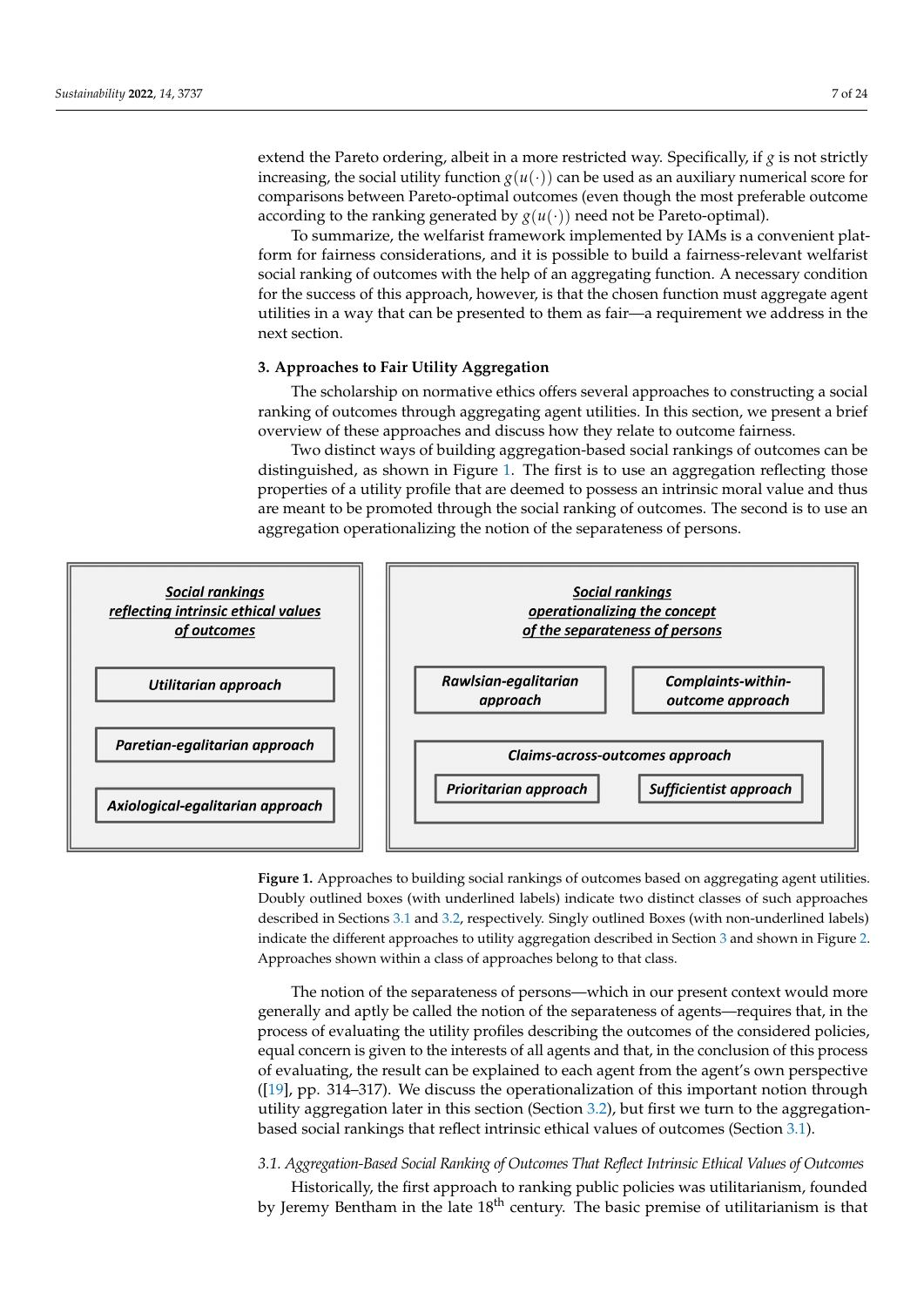extend the Pareto ordering, albeit in a more restricted way. Specifically, if $g$ is not strictly increasing, the social utility function $g(u(\cdot))$ can be used as an auxiliary numerical score for comparisons between Pareto-optimal outcomes (even though the most preferable outcome according to the ranking generated by $g(u(\cdot))$ need not be Pareto-optimal).

To summarize, the welfarist framework implemented by IAMs is a convenient platform for fairness considerations, and it is possible to build a fairness-relevant welfarist social ranking of outcomes with the help of an aggregating function. A necessary condition for the success of this approach, however, is that the chosen function must aggregate agent utilities in a way that can be presented to them as fair—a requirement we address in the next section.

## 3. Approaches to Fair Utility Aggregation

The scholarship on normative ethics offers several approaches to constructing a social ranking of outcomes through aggregating agent utilities. In this section, we present a brief overview of these approaches and discuss how they relate to outcome fairness.

Two distinct ways of building aggregation-based social rankings of outcomes can be distinguished, as shown in Figure 1. The first is to use an aggregation reflecting those properties of a utility profile that are deemed to possess an intrinsic moral value and thus are meant to be promoted through the social ranking of outcomes. The second is to use an aggregation operationalizing the notion of the separateness of persons.

**Social rankings reflecting intrinsic ethical values of outcomes**
- Utilitarian approach
- Paretian-egalitarian approach
- Axiological-egalitarian approach

**Social rankings operationalizing the concept of the separateness of persons**
- Rawlsian-egalitarian approach
- Complaints-within-outcome approach
- Claims-across-outcomes approach
  - Prioritarian approach
  - Sufficientist approach

**Figure 1.** Approaches to building social rankings of outcomes based on aggregating agent utilities. Doubly outlined boxes (with underlined labels) indicate two distinct classes of such approaches described in Sections 3.1 and 3.2, respectively. Singly outlined Boxes (with non-underlined labels) indicate the different approaches to utility aggregation described in Section 3 and shown in Figure 2. Approaches shown within a class of approaches belong to that class.

The notion of the separateness of persons—which in our present context would more generally and aptly be called the notion of the separateness of agents—requires that, in the process of evaluating the utility profiles describing the outcomes of the considered policies, equal concern is given to the interests of all agents and that, in the conclusion of this process of evaluating, the result can be explained to each agent from the agent's own perspective ([19], pp. 314–317). We discuss the operationalization of this important notion through utility aggregation later in this section (Section 3.2), but first we turn to the aggregation-based social rankings that reflect intrinsic ethical values of outcomes (Section 3.1).

### 3.1. Aggregation-Based Social Ranking of Outcomes That Reflect Intrinsic Ethical Values of Outcomes

Historically, the first approach to ranking public policies was utilitarianism, founded by Jeremy Bentham in the late 18th century. The basic premise of utilitarianism is that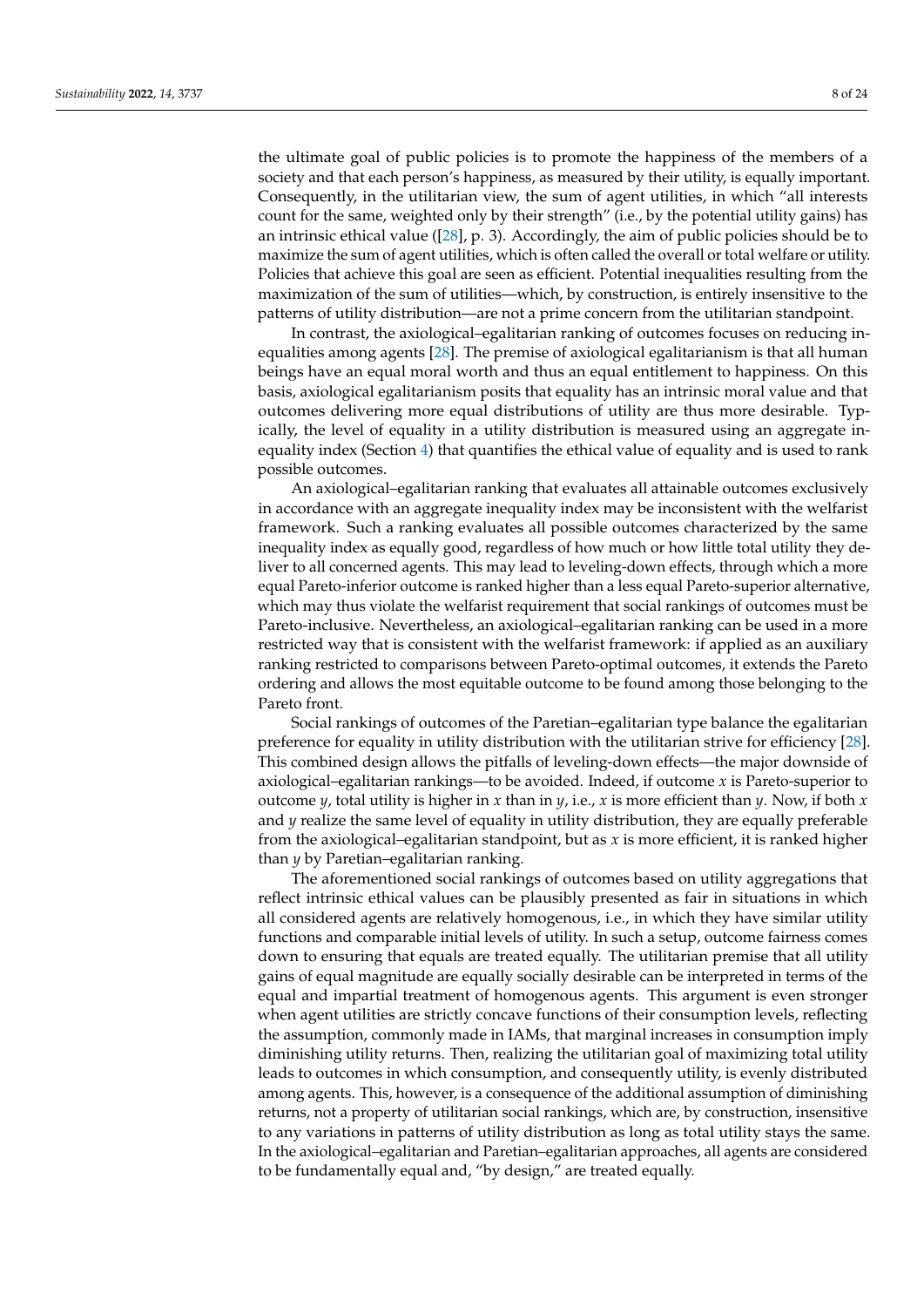the ultimate goal of public policies is to promote the happiness of the members of a society and that each person's happiness, as measured by their utility, is equally important. Consequently, in the utilitarian view, the sum of agent utilities, in which "all interests count for the same, weighted only by their strength" (i.e., by the potential utility gains) has an intrinsic ethical value ([28], p. 3). Accordingly, the aim of public policies should be to maximize the sum of agent utilities, which is often called the overall or total welfare or utility. Policies that achieve this goal are seen as efficient. Potential inequalities resulting from the maximization of the sum of utilities—which, by construction, is entirely insensitive to the patterns of utility distribution—are not a prime concern from the utilitarian standpoint.

In contrast, the axiological–egalitarian ranking of outcomes focuses on reducing inequalities among agents [28]. The premise of axiological egalitarianism is that all human beings have an equal moral worth and thus an equal entitlement to happiness. On this basis, axiological egalitarianism posits that equality has an intrinsic moral value and that outcomes delivering more equal distributions of utility are thus more desirable. Typically, the level of equality in a utility distribution is measured using an aggregate inequality index (Section 4) that quantifies the ethical value of equality and is used to rank possible outcomes.

An axiological–egalitarian ranking that evaluates all attainable outcomes exclusively in accordance with an aggregate inequality index may be inconsistent with the welfarist framework. Such a ranking evaluates all possible outcomes characterized by the same inequality index as equally good, regardless of how much or how little total utility they deliver to all concerned agents. This may lead to leveling-down effects, through which a more equal Pareto-inferior outcome is ranked higher than a less equal Pareto-superior alternative, which may thus violate the welfarist requirement that social rankings of outcomes must be Pareto-inclusive. Nevertheless, an axiological–egalitarian ranking can be used in a more restricted way that is consistent with the welfarist framework: if applied as an auxiliary ranking restricted to comparisons between Pareto-optimal outcomes, it extends the Pareto ordering and allows the most equitable outcome to be found among those belonging to the Pareto front.

Social rankings of outcomes of the Paretian–egalitarian type balance the egalitarian preference for equality in utility distribution with the utilitarian strive for efficiency [28]. This combined design allows the pitfalls of leveling-down effects—the major downside of axiological–egalitarian rankings—to be avoided. Indeed, if outcome $x$ is Pareto-superior to outcome $y$, total utility is higher in $x$ than in $y$, i.e., $x$ is more efficient than $y$. Now, if both $x$ and $y$ realize the same level of equality in utility distribution, they are equally preferable from the axiological–egalitarian standpoint, but as $x$ is more efficient, it is ranked higher than $y$ by Paretian–egalitarian ranking.

The aforementioned social rankings of outcomes based on utility aggregations that reflect intrinsic ethical values can be plausibly presented as fair in situations in which all considered agents are relatively homogenous, i.e., in which they have similar utility functions and comparable initial levels of utility. In such a setup, outcome fairness comes down to ensuring that equals are treated equally. The utilitarian premise that all utility gains of equal magnitude are equally socially desirable can be interpreted in terms of the equal and impartial treatment of homogenous agents. This argument is even stronger when agent utilities are strictly concave functions of their consumption levels, reflecting the assumption, commonly made in IAMs, that marginal increases in consumption imply diminishing utility returns. Then, realizing the utilitarian goal of maximizing total utility leads to outcomes in which consumption, and consequently utility, is evenly distributed among agents. This, however, is a consequence of the additional assumption of diminishing returns, not a property of utilitarian social rankings, which are, by construction, insensitive to any variations in patterns of utility distribution as long as total utility stays the same. In the axiological–egalitarian and Paretian–egalitarian approaches, all agents are considered to be fundamentally equal and, "by design," are treated equally.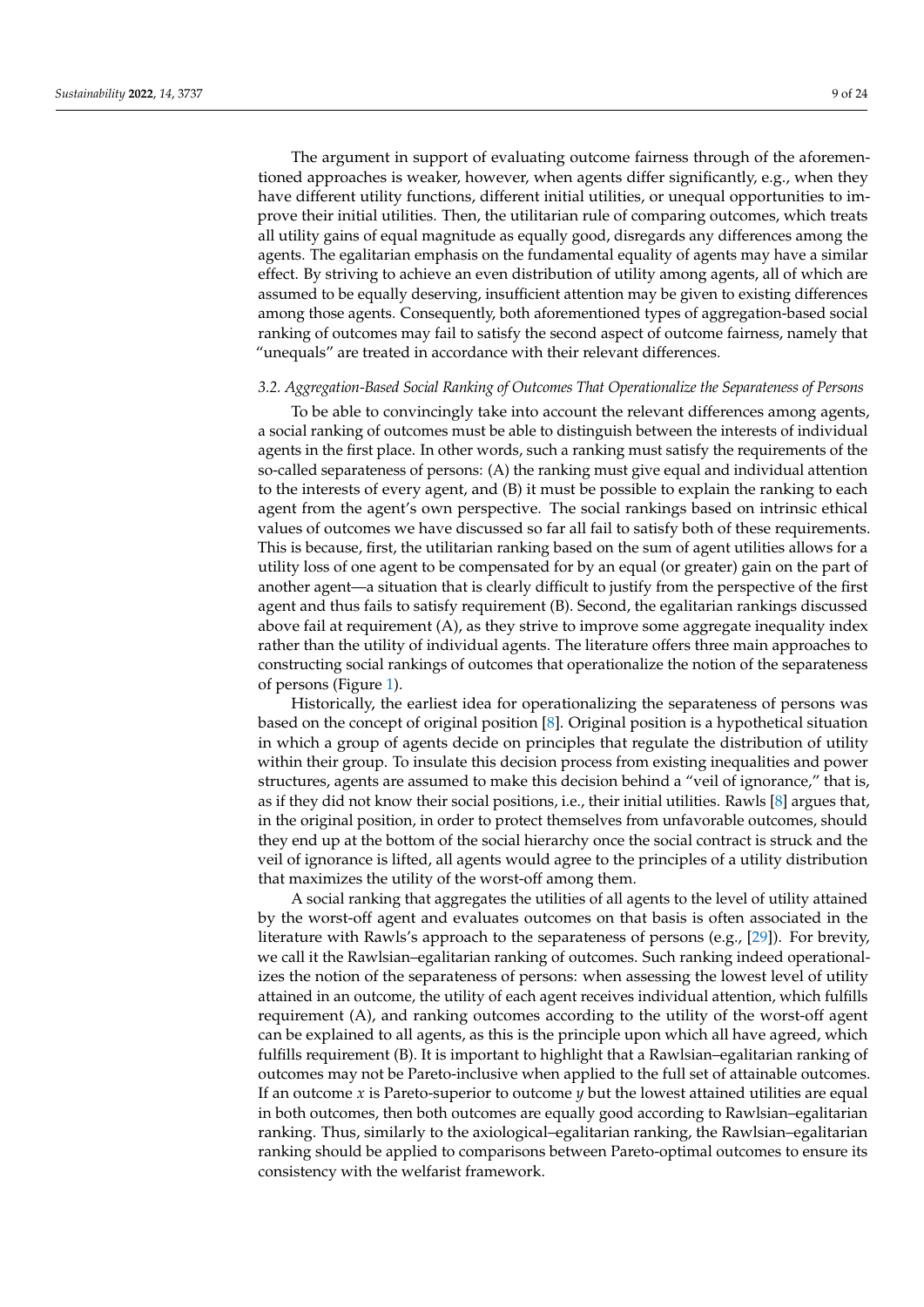The argument in support of evaluating outcome fairness through of the aforementioned approaches is weaker, however, when agents differ significantly, e.g., when they have different utility functions, different initial utilities, or unequal opportunities to improve their initial utilities. Then, the utilitarian rule of comparing outcomes, which treats all utility gains of equal magnitude as equally good, disregards any differences among the agents. The egalitarian emphasis on the fundamental equality of agents may have a similar effect. By striving to achieve an even distribution of utility among agents, all of which are assumed to be equally deserving, insufficient attention may be given to existing differences among those agents. Consequently, both aforementioned types of aggregation-based social ranking of outcomes may fail to satisfy the second aspect of outcome fairness, namely that "unequals" are treated in accordance with their relevant differences.

### *3.2. Aggregation-Based Social Ranking of Outcomes That Operationalize the Separateness of Persons*

To be able to convincingly take into account the relevant differences among agents, a social ranking of outcomes must be able to distinguish between the interests of individual agents in the first place. In other words, such a ranking must satisfy the requirements of the so-called separateness of persons: (A) the ranking must give equal and individual attention to the interests of every agent, and (B) it must be possible to explain the ranking to each agent from the agent's own perspective. The social rankings based on intrinsic ethical values of outcomes we have discussed so far all fail to satisfy both of these requirements. This is because, first, the utilitarian ranking based on the sum of agent utilities allows for a utility loss of one agent to be compensated for by an equal (or greater) gain on the part of another agent—a situation that is clearly difficult to justify from the perspective of the first agent and thus fails to satisfy requirement (B). Second, the egalitarian rankings discussed above fail at requirement (A), as they strive to improve some aggregate inequality index rather than the utility of individual agents. The literature offers three main approaches to constructing social rankings of outcomes that operationalize the notion of the separateness of persons (Figure 1).

Historically, the earliest idea for operationalizing the separateness of persons was based on the concept of original position [8]. Original position is a hypothetical situation in which a group of agents decide on principles that regulate the distribution of utility within their group. To insulate this decision process from existing inequalities and power structures, agents are assumed to make this decision behind a "veil of ignorance," that is, as if they did not know their social positions, i.e., their initial utilities. Rawls [8] argues that, in the original position, in order to protect themselves from unfavorable outcomes, should they end up at the bottom of the social hierarchy once the social contract is struck and the veil of ignorance is lifted, all agents would agree to the principles of a utility distribution that maximizes the utility of the worst-off among them.

A social ranking that aggregates the utilities of all agents to the level of utility attained by the worst-off agent and evaluates outcomes on that basis is often associated in the literature with Rawls's approach to the separateness of persons (e.g., [29]). For brevity, we call it the Rawlsian–egalitarian ranking of outcomes. Such ranking indeed operationalizes the notion of the separateness of persons: when assessing the lowest level of utility attained in an outcome, the utility of each agent receives individual attention, which fulfills requirement (A), and ranking outcomes according to the utility of the worst-off agent can be explained to all agents, as this is the principle upon which all have agreed, which fulfills requirement (B). It is important to highlight that a Rawlsian–egalitarian ranking of outcomes may not be Pareto-inclusive when applied to the full set of attainable outcomes. If an outcome $x$ is Pareto-superior to outcome $y$ but the lowest attained utilities are equal in both outcomes, then both outcomes are equally good according to Rawlsian–egalitarian ranking. Thus, similarly to the axiological–egalitarian ranking, the Rawlsian–egalitarian ranking should be applied to comparisons between Pareto-optimal outcomes to ensure its consistency with the welfarist framework.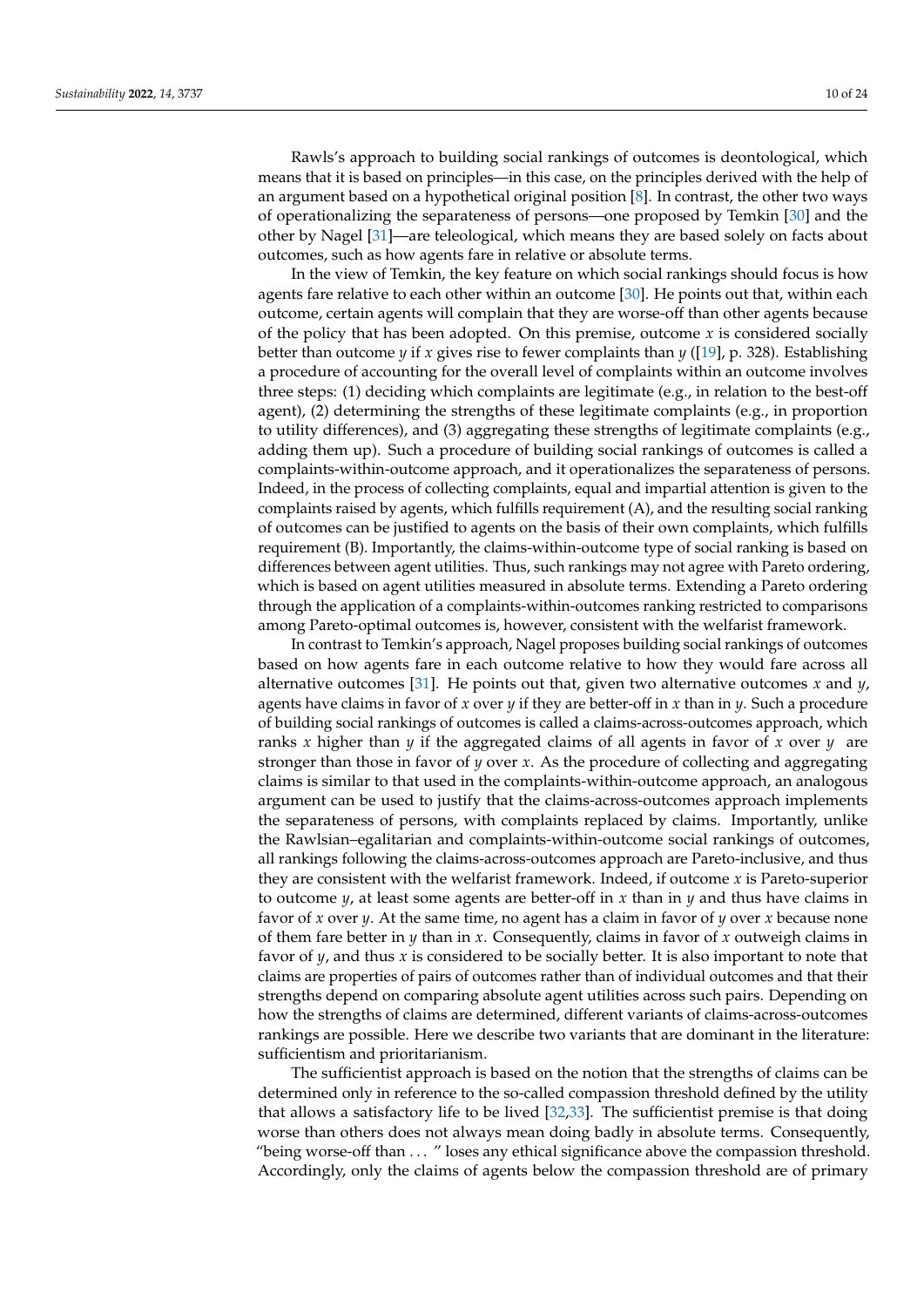Rawls's approach to building social rankings of outcomes is deontological, which means that it is based on principles—in this case, on the principles derived with the help of an argument based on a hypothetical original position [8]. In contrast, the other two ways of operationalizing the separateness of persons—one proposed by Temkin [30] and the other by Nagel [31]—are teleological, which means they are based solely on facts about outcomes, such as how agents fare in relative or absolute terms.

In the view of Temkin, the key feature on which social rankings should focus is how agents fare relative to each other within an outcome [30]. He points out that, within each outcome, certain agents will complain that they are worse-off than other agents because of the policy that has been adopted. On this premise, outcome $x$ is considered socially better than outcome $y$ if $x$ gives rise to fewer complaints than $y$ ([19], p. 328). Establishing a procedure of accounting for the overall level of complaints within an outcome involves three steps: (1) deciding which complaints are legitimate (e.g., in relation to the best-off agent), (2) determining the strengths of these legitimate complaints (e.g., in proportion to utility differences), and (3) aggregating these strengths of legitimate complaints (e.g., adding them up). Such a procedure of building social rankings of outcomes is called a complaints-within-outcome approach, and it operationalizes the separateness of persons. Indeed, in the process of collecting complaints, equal and impartial attention is given to the complaints raised by agents, which fulfills requirement (A), and the resulting social ranking of outcomes can be justified to agents on the basis of their own complaints, which fulfills requirement (B). Importantly, the claims-within-outcome type of social ranking is based on differences between agent utilities. Thus, such rankings may not agree with Pareto ordering, which is based on agent utilities measured in absolute terms. Extending a Pareto ordering through the application of a complaints-within-outcomes ranking restricted to comparisons among Pareto-optimal outcomes is, however, consistent with the welfarist framework.

In contrast to Temkin's approach, Nagel proposes building social rankings of outcomes based on how agents fare in each outcome relative to how they would fare across all alternative outcomes [31]. He points out that, given two alternative outcomes $x$ and $y$, agents have claims in favor of $x$ over $y$ if they are better-off in $x$ than in $y$. Such a procedure of building social rankings of outcomes is called a claims-across-outcomes approach, which ranks $x$ higher than $y$ if the aggregated claims of all agents in favor of $x$ over $y$ are stronger than those in favor of $y$ over $x$. As the procedure of collecting and aggregating claims is similar to that used in the complaints-within-outcome approach, an analogous argument can be used to justify that the claims-across-outcomes approach implements the separateness of persons, with complaints replaced by claims. Importantly, unlike the Rawlsian–egalitarian and complaints-within-outcome social rankings of outcomes, all rankings following the claims-across-outcomes approach are Pareto-inclusive, and thus they are consistent with the welfarist framework. Indeed, if outcome $x$ is Pareto-superior to outcome $y$, at least some agents are better-off in $x$ than in $y$ and thus have claims in favor of $x$ over $y$. At the same time, no agent has a claim in favor of $y$ over $x$ because none of them fare better in $y$ than in $x$. Consequently, claims in favor of $x$ outweigh claims in favor of $y$, and thus $x$ is considered to be socially better. It is also important to note that claims are properties of pairs of outcomes rather than of individual outcomes and that their strengths depend on comparing absolute agent utilities across such pairs. Depending on how the strengths of claims are determined, different variants of claims-across-outcomes rankings are possible. Here we describe two variants that are dominant in the literature: sufficientism and prioritarianism.

The sufficientist approach is based on the notion that the strengths of claims can be determined only in reference to the so-called compassion threshold defined by the utility that allows a satisfactory life to be lived [32,33]. The sufficientist premise is that doing worse than others does not always mean doing badly in absolute terms. Consequently, "being worse-off than ... " loses any ethical significance above the compassion threshold. Accordingly, only the claims of agents below the compassion threshold are of primary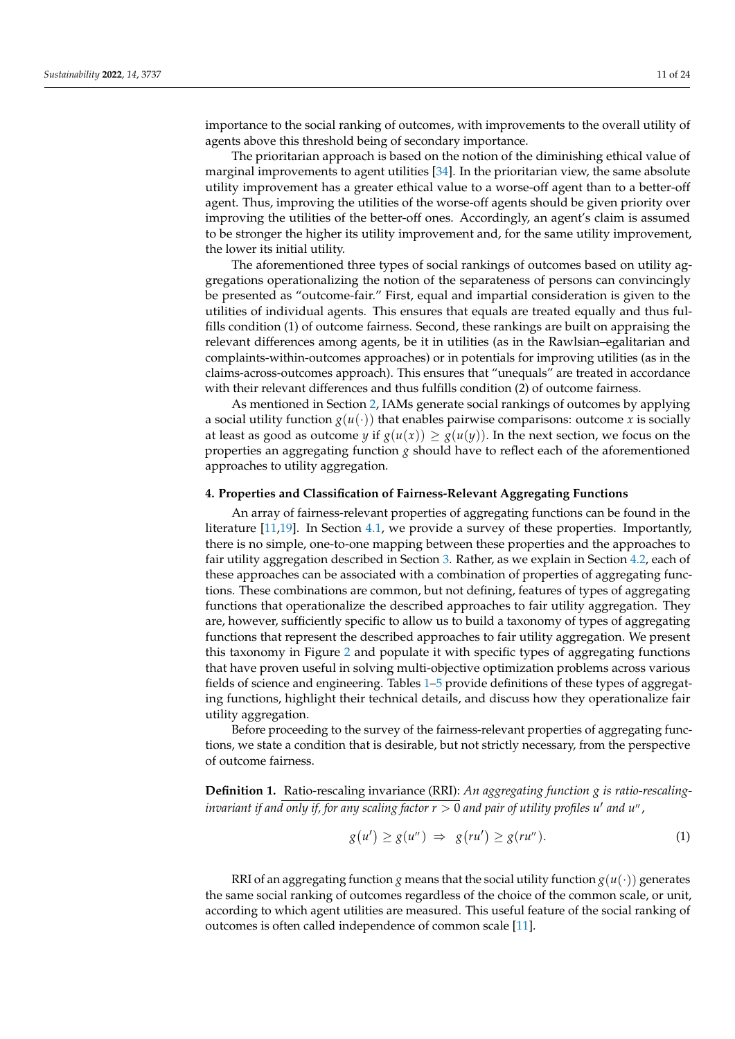importance to the social ranking of outcomes, with improvements to the overall utility of agents above this threshold being of secondary importance.

The prioritarian approach is based on the notion of the diminishing ethical value of marginal improvements to agent utilities [34]. In the prioritarian view, the same absolute utility improvement has a greater ethical value to a worse-off agent than to a better-off agent. Thus, improving the utilities of the worse-off agents should be given priority over improving the utilities of the better-off ones. Accordingly, an agent's claim is assumed to be stronger the higher its utility improvement and, for the same utility improvement, the lower its initial utility.

The aforementioned three types of social rankings of outcomes based on utility aggregations operationalizing the notion of the separateness of persons can convincingly be presented as "outcome-fair." First, equal and impartial consideration is given to the utilities of individual agents. This ensures that equals are treated equally and thus fulfills condition (1) of outcome fairness. Second, these rankings are built on appraising the relevant differences among agents, be it in utilities (as in the Rawlsian–egalitarian and complaints-within-outcomes approaches) or in potentials for improving utilities (as in the claims-across-outcomes approach). This ensures that "unequals" are treated in accordance with their relevant differences and thus fulfills condition (2) of outcome fairness.

As mentioned in Section 2, IAMs generate social rankings of outcomes by applying a social utility function $g(u(\cdot))$ that enables pairwise comparisons: outcome $x$ is socially at least as good as outcome $y$ if $g(u(x)) \geq g(u(y))$. In the next section, we focus on the properties an aggregating function $g$ should have to reflect each of the aforementioned approaches to utility aggregation.

## 4. Properties and Classification of Fairness-Relevant Aggregating Functions

An array of fairness-relevant properties of aggregating functions can be found in the literature [11,19]. In Section 4.1, we provide a survey of these properties. Importantly, there is no simple, one-to-one mapping between these properties and the approaches to fair utility aggregation described in Section 3. Rather, as we explain in Section 4.2, each of these approaches can be associated with a combination of properties of aggregating functions. These combinations are common, but not defining, features of types of aggregating functions that operationalize the described approaches to fair utility aggregation. They are, however, sufficiently specific to allow us to build a taxonomy of types of aggregating functions that represent the described approaches to fair utility aggregation. We present this taxonomy in Figure 2 and populate it with specific types of aggregating functions that have proven useful in solving multi-objective optimization problems across various fields of science and engineering. Tables 1–5 provide definitions of these types of aggregating functions, highlight their technical details, and discuss how they operationalize fair utility aggregation.

Before proceeding to the survey of the fairness-relevant properties of aggregating functions, we state a condition that is desirable, but not strictly necessary, from the perspective of outcome fairness.

**Definition 1.** Ratio-rescaling invariance (RRI): *An aggregating function $g$ is ratio-rescaling-invariant if and only if, for any scaling factor $r > 0$ and pair of utility profiles $u'$ and $u''$,*

$$g(u') \geq g(u'') \;\Rightarrow\; g(ru') \geq g(ru''). \tag{1}$$

RRI of an aggregating function $g$ means that the social utility function $g(u(\cdot))$ generates the same social ranking of outcomes regardless of the choice of the common scale, or unit, according to which agent utilities are measured. This useful feature of the social ranking of outcomes is often called independence of common scale [11].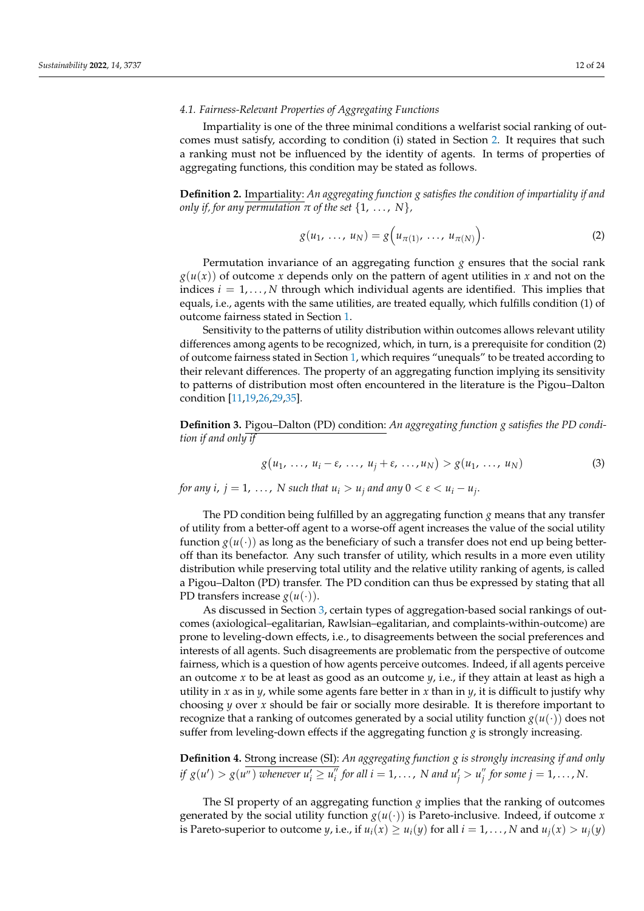### 4.1. Fairness-Relevant Properties of Aggregating Functions

Impartiality is one of the three minimal conditions a welfarist social ranking of outcomes must satisfy, according to condition (i) stated in Section 2. It requires that such a ranking must not be influenced by the identity of agents. In terms of properties of aggregating functions, this condition may be stated as follows.

**Definition 2.** Impartiality: *An aggregating function $g$ satisfies the condition of impartiality if and only if, for any permutation $\pi$ of the set $\{1, \ldots, N\}$,*

$$g(u_1, \ldots, u_N) = g\left(u_{\pi(1)}, \ldots, u_{\pi(N)}\right). \tag{2}$$

Permutation invariance of an aggregating function $g$ ensures that the social rank $g(u(x))$ of outcome $x$ depends only on the pattern of agent utilities in $x$ and not on the indices $i = 1, \ldots, N$ through which individual agents are identified. This implies that equals, i.e., agents with the same utilities, are treated equally, which fulfills condition (1) of outcome fairness stated in Section 1.

Sensitivity to the patterns of utility distribution within outcomes allows relevant utility differences among agents to be recognized, which, in turn, is a prerequisite for condition (2) of outcome fairness stated in Section 1, which requires "unequals" to be treated according to their relevant differences. The property of an aggregating function implying its sensitivity to patterns of distribution most often encountered in the literature is the Pigou–Dalton condition [11,19,26,29,35].

**Definition 3.** Pigou–Dalton (PD) condition: *An aggregating function $g$ satisfies the PD condition if and only if*

$$g(u_1, \ldots, u_i - \varepsilon, \ldots, u_j + \varepsilon, \ldots, u_N) > g(u_1, \ldots, u_N) \tag{3}$$

*for any $i, j = 1, \ldots, N$ such that $u_i > u_j$ and any $0 < \varepsilon < u_i - u_j$.*

The PD condition being fulfilled by an aggregating function $g$ means that any transfer of utility from a better-off agent to a worse-off agent increases the value of the social utility function $g(u(\cdot))$ as long as the beneficiary of such a transfer does not end up being better-off than its benefactor. Any such transfer of utility, which results in a more even utility distribution while preserving total utility and the relative utility ranking of agents, is called a Pigou–Dalton (PD) transfer. The PD condition can thus be expressed by stating that all PD transfers increase $g(u(\cdot))$.

As discussed in Section 3, certain types of aggregation-based social rankings of outcomes (axiological–egalitarian, Rawlsian–egalitarian, and complaints-within-outcome) are prone to leveling-down effects, i.e., to disagreements between the social preferences and interests of all agents. Such disagreements are problematic from the perspective of outcome fairness, which is a question of how agents perceive outcomes. Indeed, if all agents perceive an outcome $x$ to be at least as good as an outcome $y$, i.e., if they attain at least as high a utility in $x$ as in $y$, while some agents fare better in $x$ than in $y$, it is difficult to justify why choosing $y$ over $x$ should be fair or socially more desirable. It is therefore important to recognize that a ranking of outcomes generated by a social utility function $g(u(\cdot))$ does not suffer from leveling-down effects if the aggregating function $g$ is strongly increasing.

**Definition 4.** Strong increase (SI): *An aggregating function $g$ is strongly increasing if and only if $g(u') > g(u'')$ whenever $u'_i \geq u''_i$ for all $i = 1, \ldots, N$ and $u'_j > u''_j$ for some $j = 1, \ldots, N$.*

The SI property of an aggregating function $g$ implies that the ranking of outcomes generated by the social utility function $g(u(\cdot))$ is Pareto-inclusive. Indeed, if outcome $x$ is Pareto-superior to outcome $y$, i.e., if $u_i(x) \geq u_i(y)$ for all $i = 1, \ldots, N$ and $u_j(x) > u_j(y)$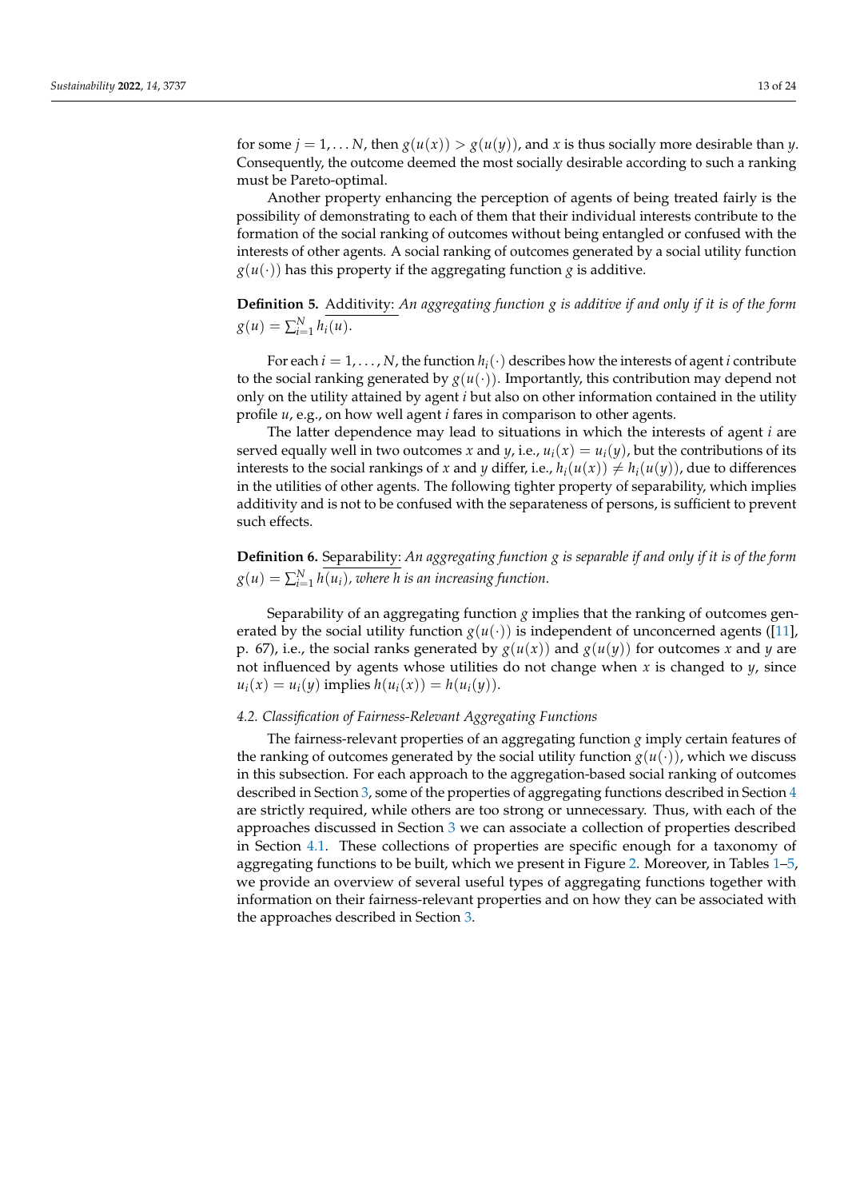for some $j = 1, \ldots N$, then $g(u(x)) > g(u(y))$, and $x$ is thus socially more desirable than $y$. Consequently, the outcome deemed the most socially desirable according to such a ranking must be Pareto-optimal.

Another property enhancing the perception of agents of being treated fairly is the possibility of demonstrating to each of them that their individual interests contribute to the formation of the social ranking of outcomes without being entangled or confused with the interests of other agents. A social ranking of outcomes generated by a social utility function $g(u(\cdot))$ has this property if the aggregating function $g$ is additive.

**Definition 5.** Additivity: *An aggregating function $g$ is additive if and only if it is of the form $g(u) = \sum_{i=1}^{N} h_i(u)$.*

For each $i = 1, \ldots, N$, the function $h_i(\cdot)$ describes how the interests of agent $i$ contribute to the social ranking generated by $g(u(\cdot))$. Importantly, this contribution may depend not only on the utility attained by agent $i$ but also on other information contained in the utility profile $u$, e.g., on how well agent $i$ fares in comparison to other agents.

The latter dependence may lead to situations in which the interests of agent $i$ are served equally well in two outcomes $x$ and $y$, i.e., $u_i(x) = u_i(y)$, but the contributions of its interests to the social rankings of $x$ and $y$ differ, i.e., $h_i(u(x)) \neq h_i(u(y))$, due to differences in the utilities of other agents. The following tighter property of separability, which implies additivity and is not to be confused with the separateness of persons, is sufficient to prevent such effects.

**Definition 6.** Separability: *An aggregating function $g$ is separable if and only if it is of the form $g(u) = \sum_{i=1}^{N} h(u_i)$, where $h$ is an increasing function.*

Separability of an aggregating function $g$ implies that the ranking of outcomes generated by the social utility function $g(u(\cdot))$ is independent of unconcerned agents ([11], p. 67), i.e., the social ranks generated by $g(u(x))$ and $g(u(y))$ for outcomes $x$ and $y$ are not influenced by agents whose utilities do not change when $x$ is changed to $y$, since $u_i(x) = u_i(y)$ implies $h(u_i(x)) = h(u_i(y))$.

### 4.2. Classification of Fairness-Relevant Aggregating Functions

The fairness-relevant properties of an aggregating function $g$ imply certain features of the ranking of outcomes generated by the social utility function $g(u(\cdot))$, which we discuss in this subsection. For each approach to the aggregation-based social ranking of outcomes described in Section 3, some of the properties of aggregating functions described in Section 4 are strictly required, while others are too strong or unnecessary. Thus, with each of the approaches discussed in Section 3 we can associate a collection of properties described in Section 4.1. These collections of properties are specific enough for a taxonomy of aggregating functions to be built, which we present in Figure 2. Moreover, in Tables 1–5, we provide an overview of several useful types of aggregating functions together with information on their fairness-relevant properties and on how they can be associated with the approaches described in Section 3.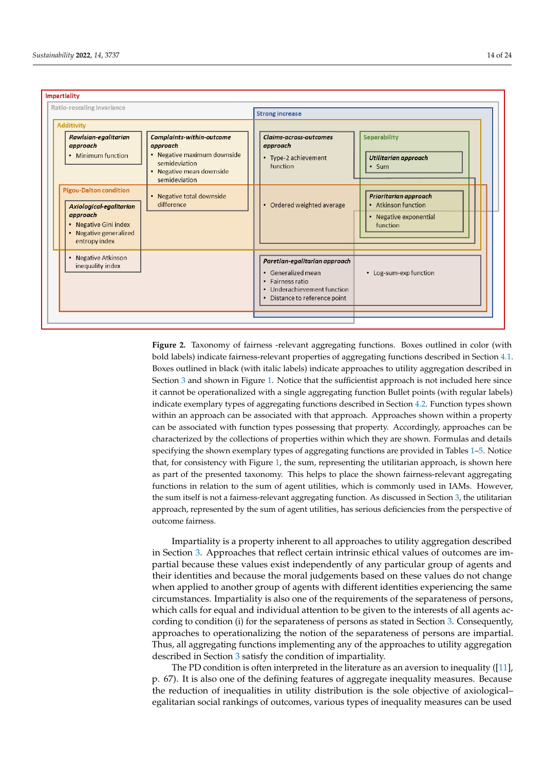**Impartiality**

**Ratio-rescaling invariance**

**Strong increase**

**Additivity**

***Rawlsian-egalitarian approach***
- Minimum function

***Complaints-within-outcome approach***
- Negative maximum downside semideviation
- Negative mean downside semideviation
- Negative total downside difference

***Claims-across-outcomes approach***
- Type-2 achievement function
- Ordered weighted average

**Separability**

***Utilitarian approach***
- Sum

***Prioritarian approach***
- Atkinson function
- Negative exponential function

**Pigou-Dalton condition**

***Axiological-egalitarian approach***
- Negative Gini index
- Negative generalized entropy index
- Negative Atkinson inequality index

***Paretian-egalitarian approach***
- Generalized mean
- Fairness ratio
- Underachievement function
- Distance to reference point

- Log-sum-exp function

**Figure 2.** Taxonomy of fairness -relevant aggregating functions. Boxes outlined in color (with bold labels) indicate fairness-relevant properties of aggregating functions described in Section 4.1. Boxes outlined in black (with italic labels) indicate approaches to utility aggregation described in Section 3 and shown in Figure 1. Notice that the sufficientist approach is not included here since it cannot be operationalized with a single aggregating function Bullet points (with regular labels) indicate exemplary types of aggregating functions described in Section 4.2. Function types shown within an approach can be associated with that approach. Approaches shown within a property can be associated with function types possessing that property. Accordingly, approaches can be characterized by the collections of properties within which they are shown. Formulas and details specifying the shown exemplary types of aggregating functions are provided in Tables 1–5. Notice that, for consistency with Figure 1, the sum, representing the utilitarian approach, is shown here as part of the presented taxonomy. This helps to place the shown fairness-relevant aggregating functions in relation to the sum of agent utilities, which is commonly used in IAMs. However, the sum itself is not a fairness-relevant aggregating function. As discussed in Section 3, the utilitarian approach, represented by the sum of agent utilities, has serious deficiencies from the perspective of outcome fairness.

Impartiality is a property inherent to all approaches to utility aggregation described in Section 3. Approaches that reflect certain intrinsic ethical values of outcomes are impartial because these values exist independently of any particular group of agents and their identities and because the moral judgements based on these values do not change when applied to another group of agents with different identities experiencing the same circumstances. Impartiality is also one of the requirements of the separateness of persons, which calls for equal and individual attention to be given to the interests of all agents according to condition (i) for the separateness of persons as stated in Section 3. Consequently, approaches to operationalizing the notion of the separateness of persons are impartial. Thus, all aggregating functions implementing any of the approaches to utility aggregation described in Section 3 satisfy the condition of impartiality.

The PD condition is often interpreted in the literature as an aversion to inequality ([11], p. 67). It is also one of the defining features of aggregate inequality measures. Because the reduction of inequalities in utility distribution is the sole objective of axiological–egalitarian social rankings of outcomes, various types of inequality measures can be used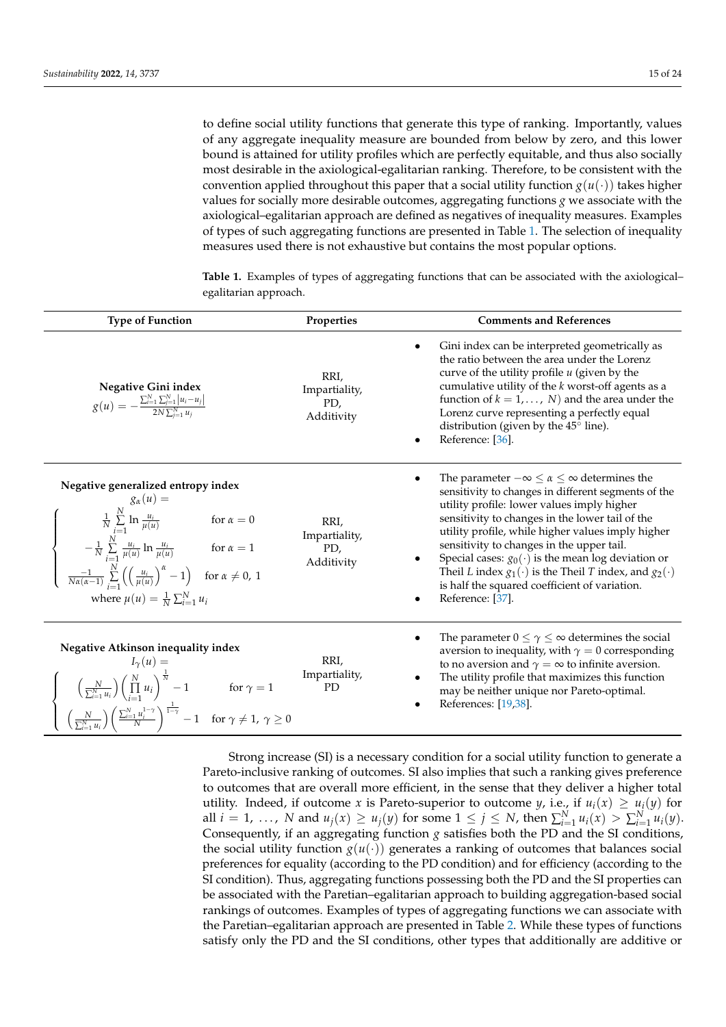to define social utility functions that generate this type of ranking. Importantly, values of any aggregate inequality measure are bounded from below by zero, and this lower bound is attained for utility profiles which are perfectly equitable, and thus also socially most desirable in the axiological-egalitarian ranking. Therefore, to be consistent with the convention applied throughout this paper that a social utility function $g(u(\cdot))$ takes higher values for socially more desirable outcomes, aggregating functions $g$ we associate with the axiological–egalitarian approach are defined as negatives of inequality measures. Examples of types of such aggregating functions are presented in Table 1. The selection of inequality measures used there is not exhaustive but contains the most popular options.

**Table 1.** Examples of types of aggregating functions that can be associated with the axiological–egalitarian approach.

| Type of Function | Properties | Comments and References |
| --- | --- | --- |
| **Negative Gini index** $g(u) = -\frac{\sum_{i=1}^{N}\sum_{j=1}^{N}\lvert u_i - u_j \rvert}{2N\sum_{j=1}^{N} u_j}$ | RRI, Impartiality, PD, Additivity | • Gini index can be interpreted geometrically as the ratio between the area under the Lorenz curve of the utility profile $u$ (given by the cumulative utility of the $k$ worst-off agents as a function of $k = 1, \ldots, N$) and the area under the Lorenz curve representing a perfectly equal distribution (given by the 45° line). • Reference: [36]. |
| **Negative generalized entropy index** $g_\alpha(u) = \begin{cases} \frac{1}{N}\sum_{i=1}^{N} \ln \frac{u_i}{\mu(u)} & \text{for } \alpha = 0 \\ -\frac{1}{N}\sum_{i=1}^{N} \frac{u_i}{\mu(u)} \ln \frac{u_i}{\mu(u)} & \text{for } \alpha = 1 \\ \frac{-1}{N\alpha(\alpha-1)}\sum_{i=1}^{N}\left(\left(\frac{u_i}{\mu(u)}\right)^{\alpha} - 1\right) & \text{for } \alpha \neq 0,\, 1 \end{cases}$ where $\mu(u) = \frac{1}{N}\sum_{i=1}^{N} u_i$ | RRI, Impartiality, PD, Additivity | • The parameter $-\infty \leq \alpha \leq \infty$ determines the sensitivity to changes in different segments of the utility profile: lower values imply higher sensitivity to changes in the lower tail of the utility profile, while higher values imply higher sensitivity to changes in the upper tail. • Special cases: $g_0(\cdot)$ is the mean log deviation or Theil $L$ index $g_1(\cdot)$ is the Theil $T$ index, and $g_2(\cdot)$ is half the squared coefficient of variation. • Reference: [37]. |
| **Negative Atkinson inequality index** $I_\gamma(u) = \begin{cases} \left(\frac{N}{\sum_{i=1}^{N} u_i}\right)\left(\prod_{i=1}^{N} u_i\right)^{\frac{1}{N}} - 1 & \text{for } \gamma = 1 \\ \left(\frac{N}{\sum_{i=1}^{N} u_i}\right)\left(\frac{\sum_{i=1}^{N} u_i^{1-\gamma}}{N}\right)^{\frac{1}{1-\gamma}} - 1 & \text{for } \gamma \neq 1,\ \gamma \geq 0 \end{cases}$ | RRI, Impartiality, PD | • The parameter $0 \leq \gamma \leq \infty$ determines the social aversion to inequality, with $\gamma = 0$ corresponding to no aversion and $\gamma = \infty$ to infinite aversion. • The utility profile that maximizes this function may be neither unique nor Pareto-optimal. • References: [19,38]. |

Strong increase (SI) is a necessary condition for a social utility function to generate a Pareto-inclusive ranking of outcomes. SI also implies that such a ranking gives preference to outcomes that are overall more efficient, in the sense that they deliver a higher total utility. Indeed, if outcome $x$ is Pareto-superior to outcome $y$, i.e., if $u_i(x) \geq u_i(y)$ for all $i = 1, \ldots, N$ and $u_j(x) \geq u_j(y)$ for some $1 \leq j \leq N$, then $\sum_{i=1}^{N} u_i(x) > \sum_{i=1}^{N} u_i(y)$. Consequently, if an aggregating function $g$ satisfies both the PD and the SI conditions, the social utility function $g(u(\cdot))$ generates a ranking of outcomes that balances social preferences for equality (according to the PD condition) and for efficiency (according to the SI condition). Thus, aggregating functions possessing both the PD and the SI properties can be associated with the Paretian–egalitarian approach to building aggregation-based social rankings of outcomes. Examples of types of aggregating functions we can associate with the Paretian–egalitarian approach are presented in Table 2. While these types of functions satisfy only the PD and the SI conditions, other types that additionally are additive or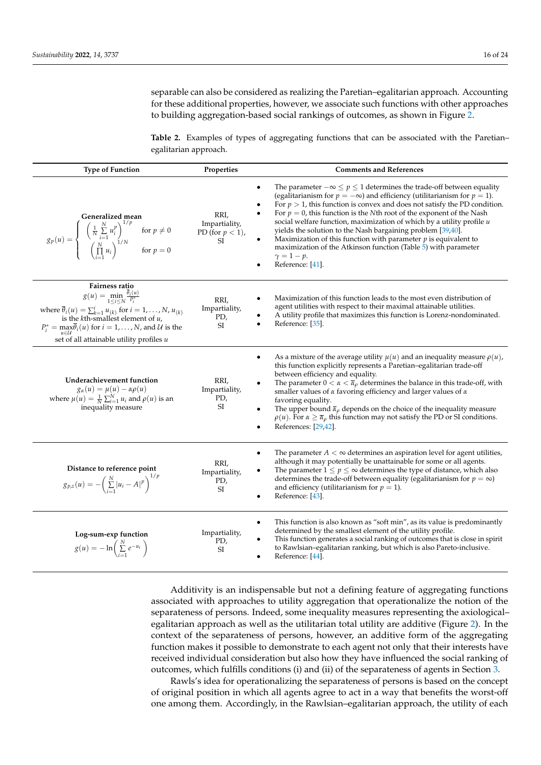separable can also be considered as realizing the Paretian–egalitarian approach. Accounting for these additional properties, however, we associate such functions with other approaches to building aggregation-based social rankings of outcomes, as shown in Figure 2.

**Table 2.** Examples of types of aggregating functions that can be associated with the Paretian–egalitarian approach.

| Type of Function | Properties | Comments and References |
|---|---|---|
| **Generalized mean** $g_p(u) = \begin{cases} \left(\frac{1}{N}\sum_{i=1}^{N} u_i^p\right)^{1/p} & \text{for } p \neq 0 \\ \left(\prod_{i=1}^{N} u_i\right)^{1/N} & \text{for } p = 0 \end{cases}$ | RRI, Impartiality, PD (for $p < 1$), SI | • The parameter $-\infty \leq p \leq 1$ determines the trade-off between equality (egalitarianism for $p = -\infty$) and efficiency (utilitarianism for $p = 1$). • For $p > 1$, this function is convex and does not satisfy the PD condition. • For $p = 0$, this function is the $N$th root of the exponent of the Nash social welfare function, maximization of which by a utility profile $u$ yields the solution to the Nash bargaining problem [39,40]. • Maximization of this function with parameter $p$ is equivalent to maximization of the Atkinson function (Table 5) with parameter $\gamma = 1 - p$. • Reference: [41]. |
| **Fairness ratio** $g(u) = \min_{1 \leq i \leq N} \frac{\overline{\theta}_i(u)}{P_i^*}$ where $\overline{\theta}_i(u) = \sum_{k=1}^{i} u_{(k)}$ for $i = 1, \ldots, N$, $u_{(k)}$ is the $k$th-smallest element of $u$, $P_i^* = \max_{u \in \mathcal{U}} \overline{\theta}_i(u)$ for $i = 1, \ldots, N$, and $\mathcal{U}$ is the set of all attainable utility profiles $u$ | RRI, Impartiality, PD, SI | • Maximization of this function leads to the most even distribution of agent utilities with respect to their maximal attainable utilities. • A utility profile that maximizes this function is Lorenz-nondominated. • Reference: [35]. |
| **Underachievement function** $g_\alpha(u) = \mu(u) - \alpha\rho(u)$ where $\mu(u) = \frac{1}{N}\sum_{i=1}^{N} u_i$ and $\rho(u)$ is an inequality measure | RRI, Impartiality, PD, SI | • As a mixture of the average utility $\mu(u)$ and an inequality measure $\rho(u)$, this function explicitly represents a Paretian–egalitarian trade-off between efficiency and equality. • The parameter $0 < \alpha < \overline{\alpha}_\rho$ determines the balance in this trade-off, with smaller values of $\alpha$ favoring efficiency and larger values of $\alpha$ favoring equality. • The upper bound $\overline{\alpha}_\rho$ depends on the choice of the inequality measure $\rho(u)$. For $\alpha \geq \overline{\alpha}_\rho$ this function may not satisfy the PD or SI conditions. • References: [29,42]. |
| **Distance to reference point** $g_{p,z}(u) = -\left(\sum_{i=1}^{N} \lvert u_i - A \rvert^p\right)^{1/p}$ | RRI, Impartiality, PD, SI | • The parameter $A < \infty$ determines an aspiration level for agent utilities, although it may potentially be unattainable for some or all agents. • The parameter $1 \leq p \leq \infty$ determines the type of distance, which also determines the trade-off between equality (egalitarianism for $p = \infty$) and efficiency (utilitarianism for $p = 1$). • Reference: [43]. |
| **Log-sum-exp function** $g(u) = -\ln\left(\sum_{i=1}^{N} e^{-u_i}\right)$ | Impartiality, PD, SI | • This function is also known as "soft min", as its value is predominantly determined by the smallest element of the utility profile. • This function generates a social ranking of outcomes that is close in spirit to Rawlsian–egalitarian ranking, but which is also Pareto-inclusive. • Reference: [44]. |

Additivity is an indispensable but not a defining feature of aggregating functions associated with approaches to utility aggregation that operationalize the notion of the separateness of persons. Indeed, some inequality measures representing the axiological–egalitarian approach as well as the utilitarian total utility are additive (Figure 2). In the context of the separateness of persons, however, an additive form of the aggregating function makes it possible to demonstrate to each agent not only that their interests have received individual consideration but also how they have influenced the social ranking of outcomes, which fulfills conditions (i) and (ii) of the separateness of agents in Section 3.

Rawls's idea for operationalizing the separateness of persons is based on the concept of original position in which all agents agree to act in a way that benefits the worst-off one among them. Accordingly, in the Rawlsian–egalitarian approach, the utility of each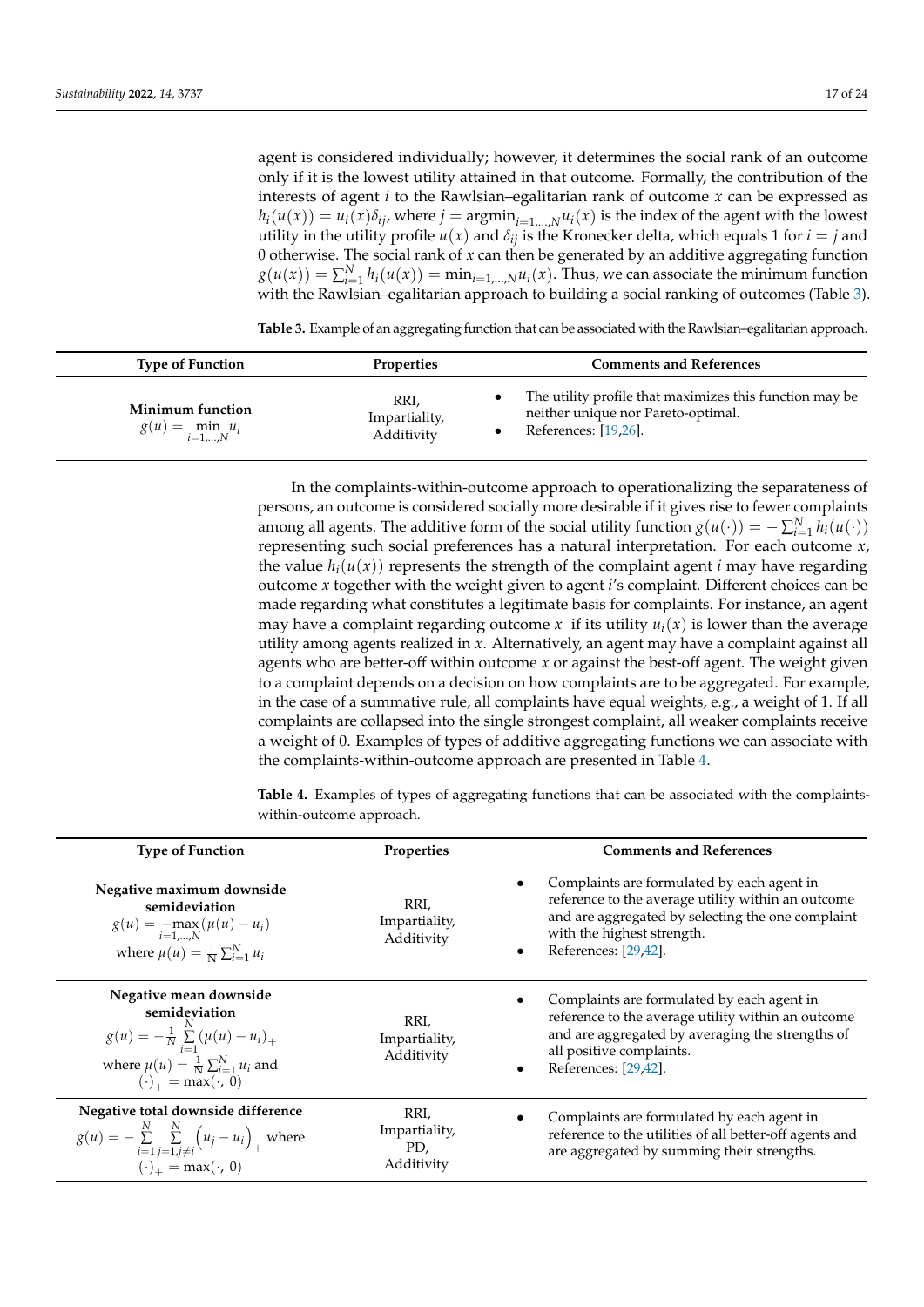agent is considered individually; however, it determines the social rank of an outcome only if it is the lowest utility attained in that outcome. Formally, the contribution of the interests of agent $i$ to the Rawlsian–egalitarian rank of outcome $x$ can be expressed as $h_i(u(x)) = u_i(x)\delta_{ij}$, where $j = \text{argmin}_{i=1,\ldots,N} u_i(x)$ is the index of the agent with the lowest utility in the utility profile $u(x)$ and $\delta_{ij}$ is the Kronecker delta, which equals 1 for $i = j$ and 0 otherwise. The social rank of $x$ can then be generated by an additive aggregating function $g(u(x)) = \sum_{i=1}^{N} h_i(u(x)) = \min_{i=1,\ldots,N} u_i(x)$. Thus, we can associate the minimum function with the Rawlsian–egalitarian approach to building a social ranking of outcomes (Table 3).

**Table 3.** Example of an aggregating function that can be associated with the Rawlsian–egalitarian approach.

| Type of Function | Properties | Comments and References |
|---|---|---|
| **Minimum function** $g(u) = \min_{i=1,\ldots,N} u_i$ | RRI, Impartiality, Additivity | • The utility profile that maximizes this function may be neither unique nor Pareto-optimal. • References: [19,26]. |

In the complaints-within-outcome approach to operationalizing the separateness of persons, an outcome is considered socially more desirable if it gives rise to fewer complaints among all agents. The additive form of the social utility function $g(u(\cdot)) = -\sum_{i=1}^{N} h_i(u(\cdot))$ representing such social preferences has a natural interpretation. For each outcome $x$, the value $h_i(u(x))$ represents the strength of the complaint agent $i$ may have regarding outcome $x$ together with the weight given to agent $i$'s complaint. Different choices can be made regarding what constitutes a legitimate basis for complaints. For instance, an agent may have a complaint regarding outcome $x$ if its utility $u_i(x)$ is lower than the average utility among agents realized in $x$. Alternatively, an agent may have a complaint against all agents who are better-off within outcome $x$ or against the best-off agent. The weight given to a complaint depends on a decision on how complaints are to be aggregated. For example, in the case of a summative rule, all complaints have equal weights, e.g., a weight of 1. If all complaints are collapsed into the single strongest complaint, all weaker complaints receive a weight of 0. Examples of types of additive aggregating functions we can associate with the complaints-within-outcome approach are presented in Table 4.

**Table 4.** Examples of types of aggregating functions that can be associated with the complaints-within-outcome approach.

| Type of Function | Properties | Comments and References |
|---|---|---|
| **Negative maximum downside semideviation** $g(u) = -\max_{i=1,\ldots,N}(\mu(u) - u_i)$ where $\mu(u) = \frac{1}{N}\sum_{i=1}^{N} u_i$ | RRI, Impartiality, Additivity | • Complaints are formulated by each agent in reference to the average utility within an outcome and are aggregated by selecting the one complaint with the highest strength. • References: [29,42]. |
| **Negative mean downside semideviation** $g(u) = -\frac{1}{N}\sum_{i=1}^{N}(\mu(u) - u_i)_+$ where $\mu(u) = \frac{1}{N}\sum_{i=1}^{N} u_i$ and $(\cdot)_+ = \max(\cdot, 0)$ | RRI, Impartiality, Additivity | • Complaints are formulated by each agent in reference to the average utility within an outcome and are aggregated by averaging the strengths of all positive complaints. • References: [29,42]. |
| **Negative total downside difference** $g(u) = -\sum_{i=1}^{N}\sum_{j=1, j\neq i}^{N}\left(u_j - u_i\right)_+$ where $(\cdot)_+ = \max(\cdot, 0)$ | RRI, Impartiality, PD, Additivity | • Complaints are formulated by each agent in reference to the utilities of all better-off agents and are aggregated by summing their strengths. |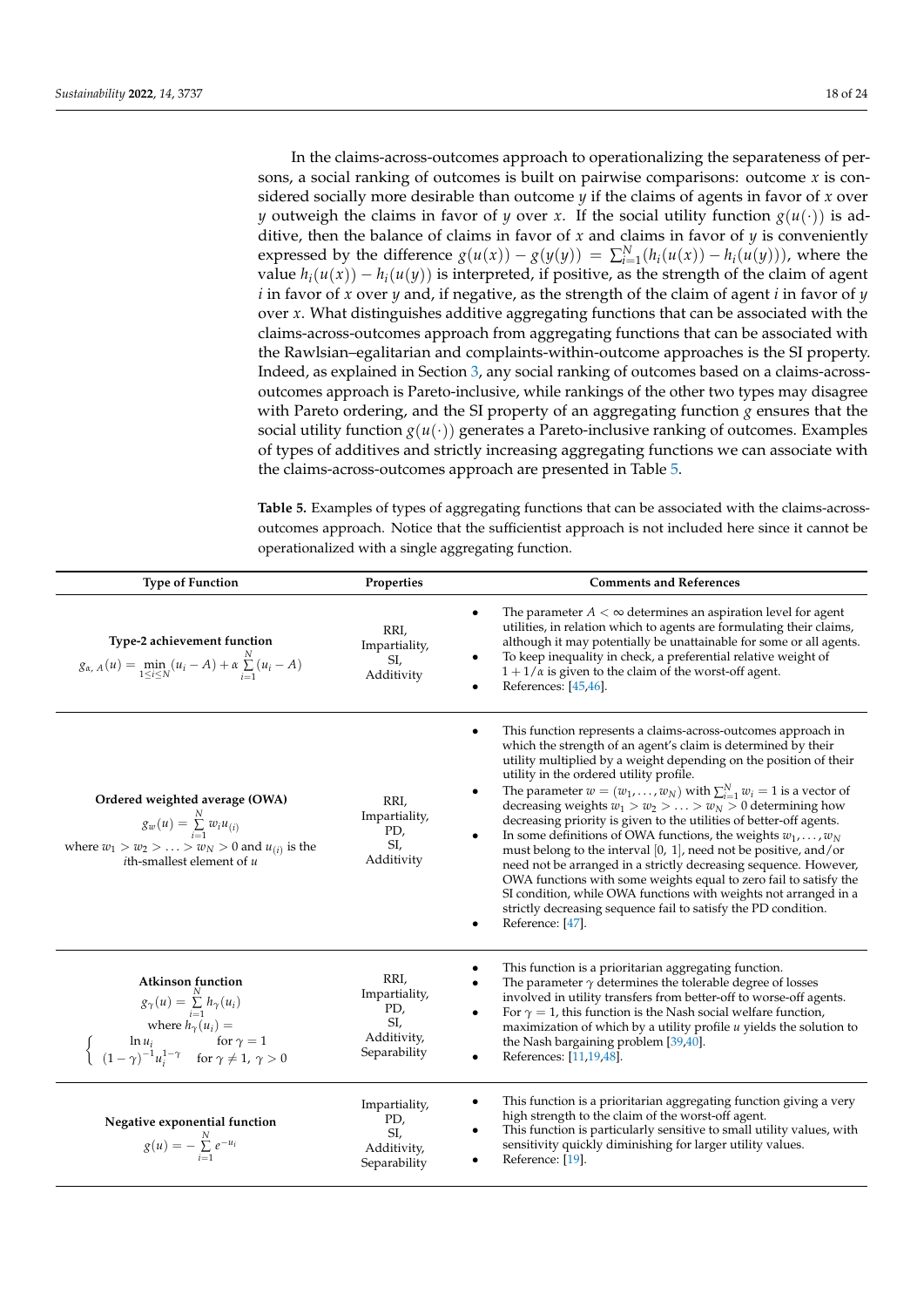In the claims-across-outcomes approach to operationalizing the separateness of persons, a social ranking of outcomes is built on pairwise comparisons: outcome $x$ is considered socially more desirable than outcome $y$ if the claims of agents in favor of $x$ over $y$ outweigh the claims in favor of $y$ over $x$. If the social utility function $g(u(\cdot))$ is additive, then the balance of claims in favor of $x$ and claims in favor of $y$ is conveniently expressed by the difference $g(u(x)) - g(y(y)) = \sum_{i=1}^{N}(h_i(u(x)) - h_i(u(y)))$, where the value $h_i(u(x)) - h_i(u(y))$ is interpreted, if positive, as the strength of the claim of agent $i$ in favor of $x$ over $y$ and, if negative, as the strength of the claim of agent $i$ in favor of $y$ over $x$. What distinguishes additive aggregating functions that can be associated with the claims-across-outcomes approach from aggregating functions that can be associated with the Rawlsian–egalitarian and complaints-within-outcome approaches is the SI property. Indeed, as explained in Section 3, any social ranking of outcomes based on a claims-across-outcomes approach is Pareto-inclusive, while rankings of the other two types may disagree with Pareto ordering, and the SI property of an aggregating function $g$ ensures that the social utility function $g(u(\cdot))$ generates a Pareto-inclusive ranking of outcomes. Examples of types of additives and strictly increasing aggregating functions we can associate with the claims-across-outcomes approach are presented in Table 5.

**Table 5.** Examples of types of aggregating functions that can be associated with the claims-across-outcomes approach. Notice that the sufficientist approach is not included here since it cannot be operationalized with a single aggregating function.

| Type of Function | Properties | Comments and References |
|---|---|---|
| **Type-2 achievement function** $g_{\alpha,\,A}(u) = \min_{1 \le i \le N}(u_i - A) + \alpha \sum_{i=1}^{N}(u_i - A)$ | RRI, Impartiality, SI, Additivity | • The parameter $A < \infty$ determines an aspiration level for agent utilities, in relation which to agents are formulating their claims, although it may potentially be unattainable for some or all agents. • To keep inequality in check, a preferential relative weight of $1 + 1/\alpha$ is given to the claim of the worst-off agent. • References: [45,46]. |
| **Ordered weighted average (OWA)** $g_w(u) = \sum_{i=1}^{N} w_i u_{(i)}$ where $w_1 > w_2 > \ldots > w_N > 0$ and $u_{(i)}$ is the $i$th-smallest element of $u$ | RRI, Impartiality, PD, SI, Additivity | • This function represents a claims-across-outcomes approach in which the strength of an agent's claim is determined by their utility multiplied by a weight depending on the position of their utility in the ordered utility profile. • The parameter $w = (w_1, \ldots, w_N)$ with $\sum_{i=1}^{N} w_i = 1$ is a vector of decreasing weights $w_1 > w_2 > \ldots > w_N > 0$ determining how decreasing priority is given to the utilities of better-off agents. • In some definitions of OWA functions, the weights $w_1, \ldots, w_N$ must belong to the interval [0, 1], need not be positive, and/or need not be arranged in a strictly decreasing sequence. However, OWA functions with some weights equal to zero fail to satisfy the SI condition, while OWA functions with weights not arranged in a strictly decreasing sequence fail to satisfy the PD condition. • Reference: [47]. |
| **Atkinson function** $g_\gamma(u) = \sum_{i=1}^{N} h_\gamma(u_i)$ where $h_\gamma(u_i) = \begin{cases} \ln u_i & \text{for } \gamma = 1 \\ (1-\gamma)^{-1} u_i^{1-\gamma} & \text{for } \gamma \neq 1,\ \gamma > 0 \end{cases}$ | RRI, Impartiality, PD, SI, Additivity, Separability | • This function is a prioritarian aggregating function. • The parameter $\gamma$ determines the tolerable degree of losses involved in utility transfers from better-off to worse-off agents. • For $\gamma = 1$, this function is the Nash social welfare function, maximization of which by a utility profile $u$ yields the solution to the Nash bargaining problem [39,40]. • References: [11,19,48]. |
| **Negative exponential function** $g(u) = -\sum_{i=1}^{N} e^{-u_i}$ | Impartiality, PD, SI, Additivity, Separability | • This function is a prioritarian aggregating function giving a very high strength to the claim of the worst-off agent. • This function is particularly sensitive to small utility values, with sensitivity quickly diminishing for larger utility values. • Reference: [19]. |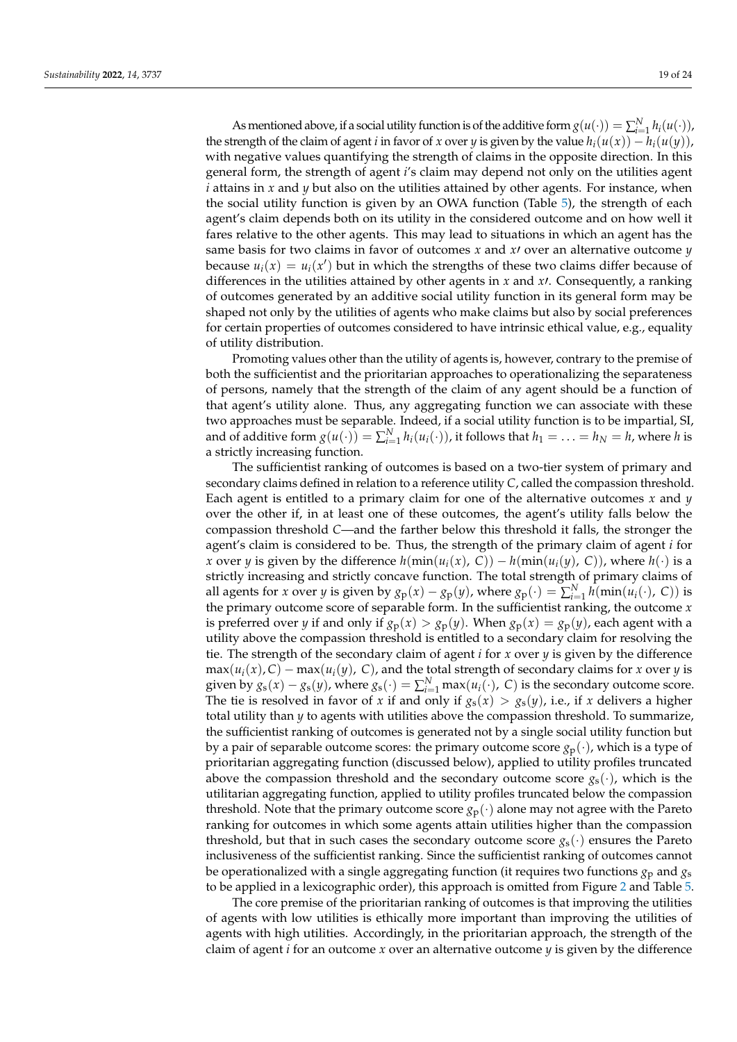As mentioned above, if a social utility function is of the additive form $g(u(\cdot)) = \sum_{i=1}^{N} h_i(u(\cdot))$, the strength of the claim of agent $i$ in favor of $x$ over $y$ is given by the value $h_i(u(x)) - h_i(u(y))$, with negative values quantifying the strength of claims in the opposite direction. In this general form, the strength of agent $i$'s claim may depend not only on the utilities agent $i$ attains in $x$ and $y$ but also on the utilities attained by other agents. For instance, when the social utility function is given by an OWA function (Table 5), the strength of each agent's claim depends both on its utility in the considered outcome and on how well it fares relative to the other agents. This may lead to situations in which an agent has the same basis for two claims in favor of outcomes $x$ and $x\prime$ over an alternative outcome $y$ because $u_i(x) = u_i(x')$ but in which the strengths of these two claims differ because of differences in the utilities attained by other agents in $x$ and $x\prime$. Consequently, a ranking of outcomes generated by an additive social utility function in its general form may be shaped not only by the utilities of agents who make claims but also by social preferences for certain properties of outcomes considered to have intrinsic ethical value, e.g., equality of utility distribution.

Promoting values other than the utility of agents is, however, contrary to the premise of both the sufficientist and the prioritarian approaches to operationalizing the separateness of persons, namely that the strength of the claim of any agent should be a function of that agent's utility alone. Thus, any aggregating function we can associate with these two approaches must be separable. Indeed, if a social utility function is to be impartial, SI, and of additive form $g(u(\cdot)) = \sum_{i=1}^{N} h_i(u_i(\cdot))$, it follows that $h_1 = \ldots = h_N = h$, where $h$ is a strictly increasing function.

The sufficientist ranking of outcomes is based on a two-tier system of primary and secondary claims defined in relation to a reference utility $C$, called the compassion threshold. Each agent is entitled to a primary claim for one of the alternative outcomes $x$ and $y$ over the other if, in at least one of these outcomes, the agent's utility falls below the compassion threshold $C$—and the farther below this threshold it falls, the stronger the agent's claim is considered to be. Thus, the strength of the primary claim of agent $i$ for $x$ over $y$ is given by the difference $h(\min(u_i(x),\ C)) - h(\min(u_i(y),\ C))$, where $h(\cdot)$ is a strictly increasing and strictly concave function. The total strength of primary claims of all agents for $x$ over $y$ is given by $g_{\mathrm{p}}(x) - g_{\mathrm{p}}(y)$, where $g_{\mathrm{p}}(\cdot) = \sum_{i=1}^{N} h(\min(u_i(\cdot),\ C))$ is the primary outcome score of separable form. In the sufficientist ranking, the outcome $x$ is preferred over $y$ if and only if $g_{\mathrm{p}}(x) > g_{\mathrm{p}}(y)$. When $g_{\mathrm{p}}(x) = g_{\mathrm{p}}(y)$, each agent with a utility above the compassion threshold is entitled to a secondary claim for resolving the tie. The strength of the secondary claim of agent $i$ for $x$ over $y$ is given by the difference $\max(u_i(x), C) - \max(u_i(y),\ C)$, and the total strength of secondary claims for $x$ over $y$ is given by $g_{\mathrm{s}}(x) - g_{\mathrm{s}}(y)$, where $g_{\mathrm{s}}(\cdot) = \sum_{i=1}^{N} \max(u_i(\cdot),\ C)$ is the secondary outcome score. The tie is resolved in favor of $x$ if and only if $g_{\mathrm{s}}(x) > g_{\mathrm{s}}(y)$, i.e., if $x$ delivers a higher total utility than $y$ to agents with utilities above the compassion threshold. To summarize, the sufficientist ranking of outcomes is generated not by a single social utility function but by a pair of separable outcome scores: the primary outcome score $g_{\mathrm{p}}(\cdot)$, which is a type of prioritarian aggregating function (discussed below), applied to utility profiles truncated above the compassion threshold and the secondary outcome score $g_{\mathrm{s}}(\cdot)$, which is the utilitarian aggregating function, applied to utility profiles truncated below the compassion threshold. Note that the primary outcome score $g_{\mathrm{p}}(\cdot)$ alone may not agree with the Pareto ranking for outcomes in which some agents attain utilities higher than the compassion threshold, but that in such cases the secondary outcome score $g_{\mathrm{s}}(\cdot)$ ensures the Pareto inclusiveness of the sufficientist ranking. Since the sufficientist ranking of outcomes cannot be operationalized with a single aggregating function (it requires two functions $g_{\mathrm{p}}$ and $g_{\mathrm{s}}$ to be applied in a lexicographic order), this approach is omitted from Figure 2 and Table 5.

The core premise of the prioritarian ranking of outcomes is that improving the utilities of agents with low utilities is ethically more important than improving the utilities of agents with high utilities. Accordingly, in the prioritarian approach, the strength of the claim of agent $i$ for an outcome $x$ over an alternative outcome $y$ is given by the difference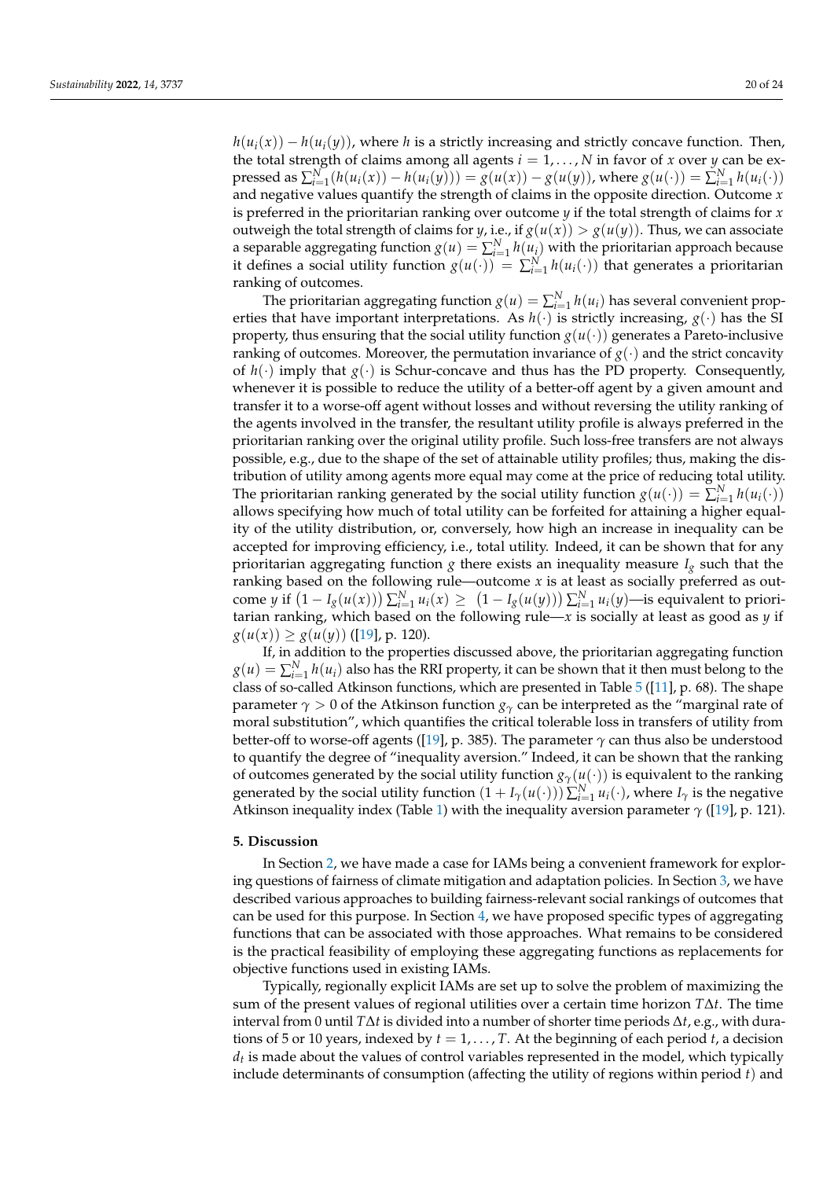$h(u_i(x)) - h(u_i(y))$, where $h$ is a strictly increasing and strictly concave function. Then, the total strength of claims among all agents $i = 1, \ldots, N$ in favor of $x$ over $y$ can be expressed as $\sum_{i=1}^{N}(h(u_i(x)) - h(u_i(y))) = g(u(x)) - g(u(y))$, where $g(u(\cdot)) = \sum_{i=1}^{N} h(u_i(\cdot))$ and negative values quantify the strength of claims in the opposite direction. Outcome $x$ is preferred in the prioritarian ranking over outcome $y$ if the total strength of claims for $x$ outweigh the total strength of claims for $y$, i.e., if $g(u(x)) > g(u(y))$. Thus, we can associate a separable aggregating function $g(u) = \sum_{i=1}^{N} h(u_i)$ with the prioritarian approach because it defines a social utility function $g(u(\cdot)) = \sum_{i=1}^{N} h(u_i(\cdot))$ that generates a prioritarian ranking of outcomes.

The prioritarian aggregating function $g(u) = \sum_{i=1}^{N} h(u_i)$ has several convenient properties that have important interpretations. As $h(\cdot)$ is strictly increasing, $g(\cdot)$ has the SI property, thus ensuring that the social utility function $g(u(\cdot))$ generates a Pareto-inclusive ranking of outcomes. Moreover, the permutation invariance of $g(\cdot)$ and the strict concavity of $h(\cdot)$ imply that $g(\cdot)$ is Schur-concave and thus has the PD property. Consequently, whenever it is possible to reduce the utility of a better-off agent by a given amount and transfer it to a worse-off agent without losses and without reversing the utility ranking of the agents involved in the transfer, the resultant utility profile is always preferred in the prioritarian ranking over the original utility profile. Such loss-free transfers are not always possible, e.g., due to the shape of the set of attainable utility profiles; thus, making the distribution of utility among agents more equal may come at the price of reducing total utility. The prioritarian ranking generated by the social utility function $g(u(\cdot)) = \sum_{i=1}^{N} h(u_i(\cdot))$ allows specifying how much of total utility can be forfeited for attaining a higher equality of the utility distribution, or, conversely, how high an increase in inequality can be accepted for improving efficiency, i.e., total utility. Indeed, it can be shown that for any prioritarian aggregating function $g$ there exists an inequality measure $I_g$ such that the ranking based on the following rule—outcome $x$ is at least as socially preferred as outcome $y$ if $\left(1 - I_g(u(x))\right)\sum_{i=1}^{N} u_i(x) \geq \left(1 - I_g(u(y))\right)\sum_{i=1}^{N} u_i(y)$—is equivalent to prioritarian ranking, which based on the following rule—$x$ is socially at least as good as $y$ if $g(u(x)) \geq g(u(y))$ ([19], p. 120).

If, in addition to the properties discussed above, the prioritarian aggregating function $g(u) = \sum_{i=1}^{N} h(u_i)$ also has the RRI property, it can be shown that it then must belong to the class of so-called Atkinson functions, which are presented in Table 5 ([11], p. 68). The shape parameter $\gamma > 0$ of the Atkinson function $g_\gamma$ can be interpreted as the "marginal rate of moral substitution", which quantifies the critical tolerable loss in transfers of utility from better-off to worse-off agents ([19], p. 385). The parameter $\gamma$ can thus also be understood to quantify the degree of "inequality aversion." Indeed, it can be shown that the ranking of outcomes generated by the social utility function $g_\gamma(u(\cdot))$ is equivalent to the ranking generated by the social utility function $(1 + I_\gamma(u(\cdot)))\sum_{i=1}^{N} u_i(\cdot)$, where $I_\gamma$ is the negative Atkinson inequality index (Table 1) with the inequality aversion parameter $\gamma$ ([19], p. 121).

## 5. Discussion

In Section 2, we have made a case for IAMs being a convenient framework for exploring questions of fairness of climate mitigation and adaptation policies. In Section 3, we have described various approaches to building fairness-relevant social rankings of outcomes that can be used for this purpose. In Section 4, we have proposed specific types of aggregating functions that can be associated with those approaches. What remains to be considered is the practical feasibility of employing these aggregating functions as replacements for objective functions used in existing IAMs.

Typically, regionally explicit IAMs are set up to solve the problem of maximizing the sum of the present values of regional utilities over a certain time horizon $T\Delta t$. The time interval from 0 until $T\Delta t$ is divided into a number of shorter time periods $\Delta t$, e.g., with durations of 5 or 10 years, indexed by $t = 1, \ldots, T$. At the beginning of each period $t$, a decision $d_t$ is made about the values of control variables represented in the model, which typically include determinants of consumption (affecting the utility of regions within period $t$) and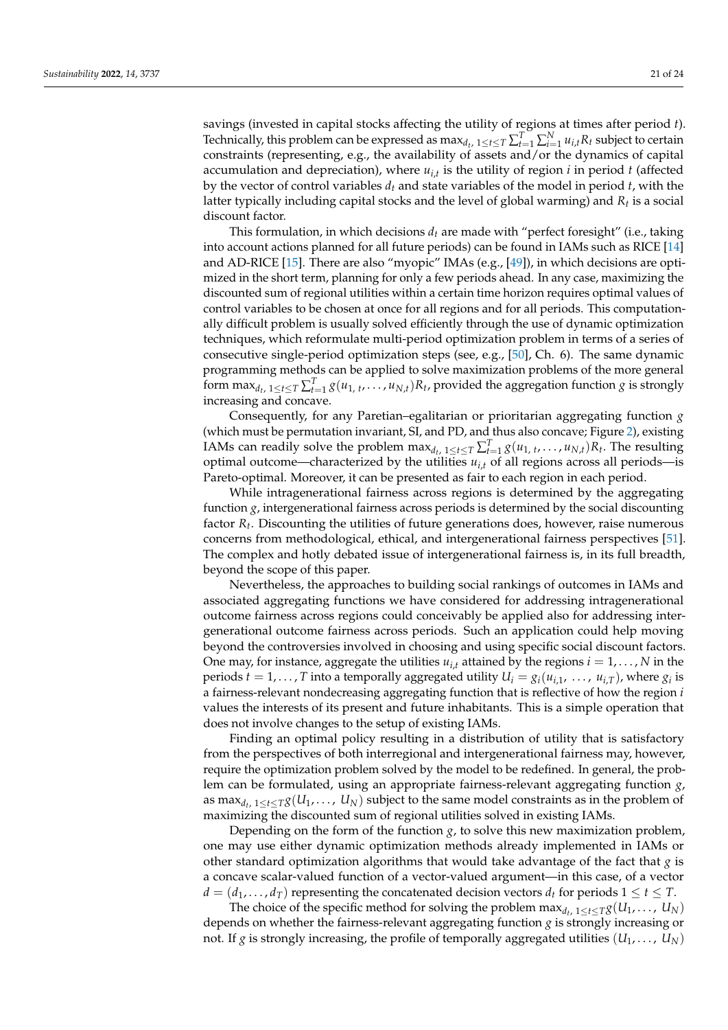savings (invested in capital stocks affecting the utility of regions at times after period $t$). Technically, this problem can be expressed as $\max_{d_t,\ 1\leq t\leq T} \sum_{t=1}^{T}\sum_{i=1}^{N} u_{i,t}R_t$ subject to certain constraints (representing, e.g., the availability of assets and/or the dynamics of capital accumulation and depreciation), where $u_{i,t}$ is the utility of region $i$ in period $t$ (affected by the vector of control variables $d_t$ and state variables of the model in period $t$, with the latter typically including capital stocks and the level of global warming) and $R_t$ is a social discount factor.

This formulation, in which decisions $d_t$ are made with "perfect foresight" (i.e., taking into account actions planned for all future periods) can be found in IAMs such as RICE [14] and AD-RICE [15]. There are also "myopic" IMAs (e.g., [49]), in which decisions are optimized in the short term, planning for only a few periods ahead. In any case, maximizing the discounted sum of regional utilities within a certain time horizon requires optimal values of control variables to be chosen at once for all regions and for all periods. This computationally difficult problem is usually solved efficiently through the use of dynamic optimization techniques, which reformulate multi-period optimization problem in terms of a series of consecutive single-period optimization steps (see, e.g., [50], Ch. 6). The same dynamic programming methods can be applied to solve maximization problems of the more general form $\max_{d_t,\ 1\leq t\leq T} \sum_{t=1}^{T} g(u_{1,\,t}, \ldots, u_{N,t})R_t$, provided the aggregation function $g$ is strongly increasing and concave.

Consequently, for any Paretian–egalitarian or prioritarian aggregating function $g$ (which must be permutation invariant, SI, and PD, and thus also concave; Figure 2), existing IAMs can readily solve the problem $\max_{d_t,\ 1\leq t\leq T} \sum_{t=1}^{T} g(u_{1,\,t}, \ldots, u_{N,t})R_t$. The resulting optimal outcome—characterized by the utilities $u_{i,t}$ of all regions across all periods—is Pareto-optimal. Moreover, it can be presented as fair to each region in each period.

While intragenerational fairness across regions is determined by the aggregating function $g$, intergenerational fairness across periods is determined by the social discounting factor $R_t$. Discounting the utilities of future generations does, however, raise numerous concerns from methodological, ethical, and intergenerational fairness perspectives [51]. The complex and hotly debated issue of intergenerational fairness is, in its full breadth, beyond the scope of this paper.

Nevertheless, the approaches to building social rankings of outcomes in IAMs and associated aggregating functions we have considered for addressing intragenerational outcome fairness across regions could conceivably be applied also for addressing intergenerational outcome fairness across periods. Such an application could help moving beyond the controversies involved in choosing and using specific social discount factors. One may, for instance, aggregate the utilities $u_{i,t}$ attained by the regions $i = 1, \ldots, N$ in the periods $t = 1, \ldots, T$ into a temporally aggregated utility $U_i = g_i(u_{i,1},\ \ldots,\ u_{i,T})$, where $g_i$ is a fairness-relevant nondecreasing aggregating function that is reflective of how the region $i$ values the interests of its present and future inhabitants. This is a simple operation that does not involve changes to the setup of existing IAMs.

Finding an optimal policy resulting in a distribution of utility that is satisfactory from the perspectives of both interregional and intergenerational fairness may, however, require the optimization problem solved by the model to be redefined. In general, the problem can be formulated, using an appropriate fairness-relevant aggregating function $g$, as $\max_{d_t,\ 1\leq t\leq T} g(U_1, \ldots,\ U_N)$ subject to the same model constraints as in the problem of maximizing the discounted sum of regional utilities solved in existing IAMs.

Depending on the form of the function $g$, to solve this new maximization problem, one may use either dynamic optimization methods already implemented in IAMs or other standard optimization algorithms that would take advantage of the fact that $g$ is a concave scalar-valued function of a vector-valued argument—in this case, of a vector $d = (d_1, \ldots, d_T)$ representing the concatenated decision vectors $d_t$ for periods $1 \leq t \leq T$.

The choice of the specific method for solving the problem $\max_{d_t,\ 1\leq t\leq T} g(U_1, \ldots,\ U_N)$ depends on whether the fairness-relevant aggregating function $g$ is strongly increasing or not. If $g$ is strongly increasing, the profile of temporally aggregated utilities $(U_1, \ldots,\ U_N)$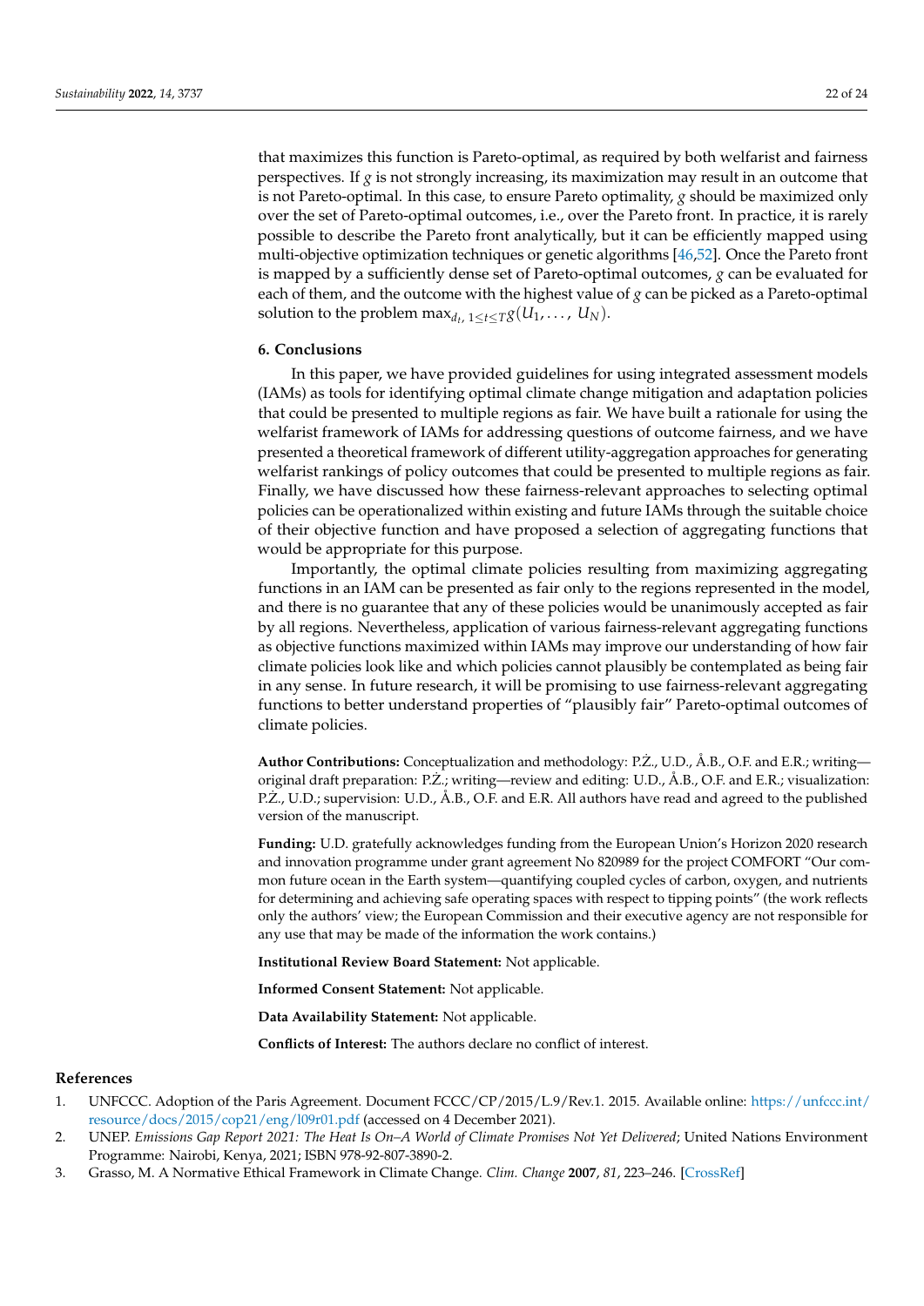that maximizes this function is Pareto-optimal, as required by both welfarist and fairness perspectives. If $g$ is not strongly increasing, its maximization may result in an outcome that is not Pareto-optimal. In this case, to ensure Pareto optimality, $g$ should be maximized only over the set of Pareto-optimal outcomes, i.e., over the Pareto front. In practice, it is rarely possible to describe the Pareto front analytically, but it can be efficiently mapped using multi-objective optimization techniques or genetic algorithms [46,52]. Once the Pareto front is mapped by a sufficiently dense set of Pareto-optimal outcomes, $g$ can be evaluated for each of them, and the outcome with the highest value of $g$ can be picked as a Pareto-optimal solution to the problem $\max_{d_t,\, 1 \leq t \leq T} g(U_1, \ldots, U_N)$.

## 6. Conclusions

In this paper, we have provided guidelines for using integrated assessment models (IAMs) as tools for identifying optimal climate change mitigation and adaptation policies that could be presented to multiple regions as fair. We have built a rationale for using the welfarist framework of IAMs for addressing questions of outcome fairness, and we have presented a theoretical framework of different utility-aggregation approaches for generating welfarist rankings of policy outcomes that could be presented to multiple regions as fair. Finally, we have discussed how these fairness-relevant approaches to selecting optimal policies can be operationalized within existing and future IAMs through the suitable choice of their objective function and have proposed a selection of aggregating functions that would be appropriate for this purpose.

Importantly, the optimal climate policies resulting from maximizing aggregating functions in an IAM can be presented as fair only to the regions represented in the model, and there is no guarantee that any of these policies would be unanimously accepted as fair by all regions. Nevertheless, application of various fairness-relevant aggregating functions as objective functions maximized within IAMs may improve our understanding of how fair climate policies look like and which policies cannot plausibly be contemplated as being fair in any sense. In future research, it will be promising to use fairness-relevant aggregating functions to better understand properties of "plausibly fair" Pareto-optimal outcomes of climate policies.

**Author Contributions:** Conceptualization and methodology: P.Ż., U.D., Å.B., O.F. and E.R.; writing—original draft preparation: P.Ż.; writing—review and editing: U.D., Å.B., O.F. and E.R.; visualization: P.Ż., U.D.; supervision: U.D., Å.B., O.F. and E.R. All authors have read and agreed to the published version of the manuscript.

**Funding:** U.D. gratefully acknowledges funding from the European Union's Horizon 2020 research and innovation programme under grant agreement No 820989 for the project COMFORT "Our common future ocean in the Earth system—quantifying coupled cycles of carbon, oxygen, and nutrients for determining and achieving safe operating spaces with respect to tipping points" (the work reflects only the authors' view; the European Commission and their executive agency are not responsible for any use that may be made of the information the work contains.)

**Institutional Review Board Statement:** Not applicable.

**Informed Consent Statement:** Not applicable.

**Data Availability Statement:** Not applicable.

**Conflicts of Interest:** The authors declare no conflict of interest.

## References

1. UNFCCC. Adoption of the Paris Agreement. Document FCCC/CP/2015/L.9/Rev.1. 2015. Available online: https://unfccc.int/resource/docs/2015/cop21/eng/l09r01.pdf (accessed on 4 December 2021).
2. UNEP. *Emissions Gap Report 2021: The Heat Is On–A World of Climate Promises Not Yet Delivered*; United Nations Environment Programme: Nairobi, Kenya, 2021; ISBN 978-92-807-3890-2.
3. Grasso, M. A Normative Ethical Framework in Climate Change. *Clim. Change* **2007**, *81*, 223–246. [CrossRef]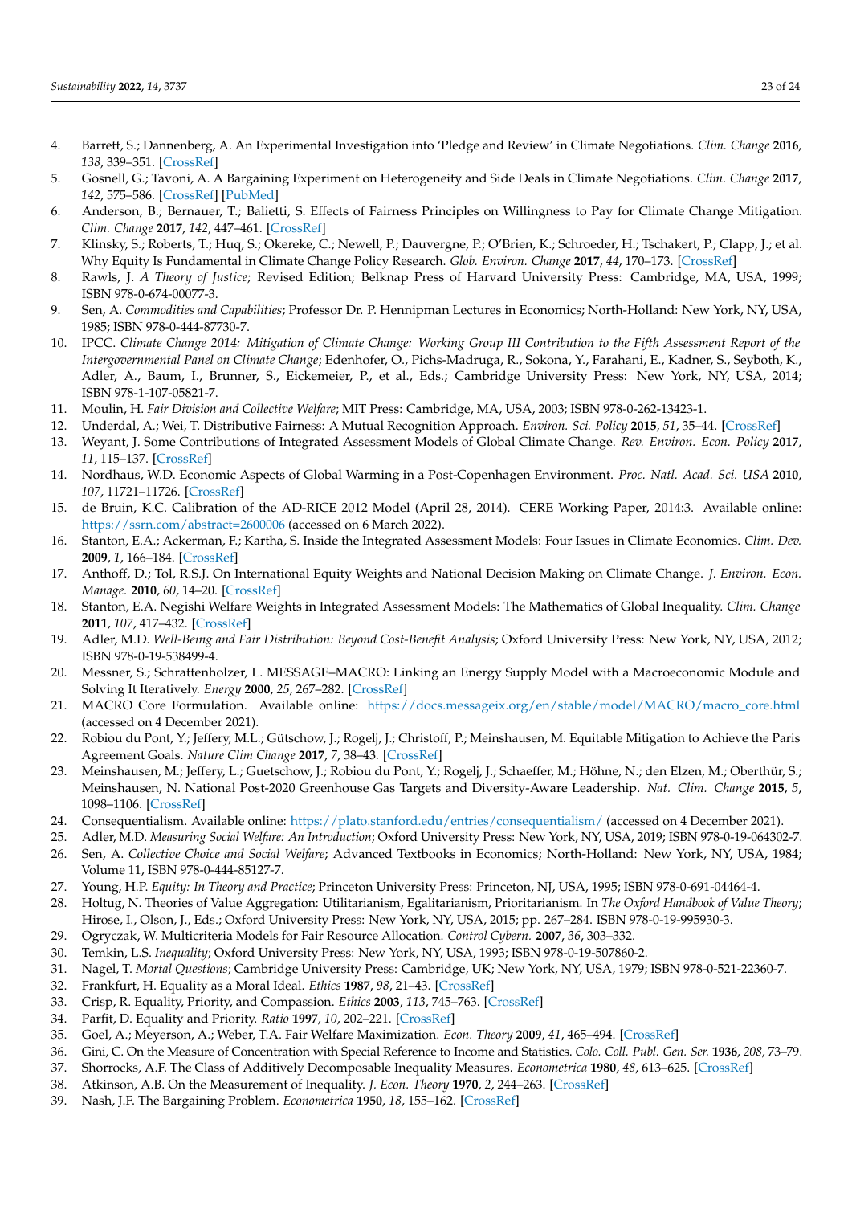4. Barrett, S.; Dannenberg, A. An Experimental Investigation into 'Pledge and Review' in Climate Negotiations. *Clim. Change* **2016**, *138*, 339–351. [CrossRef]
5. Gosnell, G.; Tavoni, A. A Bargaining Experiment on Heterogeneity and Side Deals in Climate Negotiations. *Clim. Change* **2017**, *142*, 575–586. [CrossRef] [PubMed]
6. Anderson, B.; Bernauer, T.; Balietti, S. Effects of Fairness Principles on Willingness to Pay for Climate Change Mitigation. *Clim. Change* **2017**, *142*, 447–461. [CrossRef]
7. Klinsky, S.; Roberts, T.; Huq, S.; Okereke, C.; Newell, P.; Dauvergne, P.; O'Brien, K.; Schroeder, H.; Tschakert, P.; Clapp, J.; et al. Why Equity Is Fundamental in Climate Change Policy Research. *Glob. Environ. Change* **2017**, *44*, 170–173. [CrossRef]
8. Rawls, J. *A Theory of Justice*; Revised Edition; Belknap Press of Harvard University Press: Cambridge, MA, USA, 1999; ISBN 978-0-674-00077-3.
9. Sen, A. *Commodities and Capabilities*; Professor Dr. P. Hennipman Lectures in Economics; North-Holland: New York, NY, USA, 1985; ISBN 978-0-444-87730-7.
10. IPCC. *Climate Change 2014: Mitigation of Climate Change: Working Group III Contribution to the Fifth Assessment Report of the Intergovernmental Panel on Climate Change*; Edenhofer, O., Pichs-Madruga, R., Sokona, Y., Farahani, E., Kadner, S., Seyboth, K., Adler, A., Baum, I., Brunner, S., Eickemeier, P., et al., Eds.; Cambridge University Press: New York, NY, USA, 2014; ISBN 978-1-107-05821-7.
11. Moulin, H. *Fair Division and Collective Welfare*; MIT Press: Cambridge, MA, USA, 2003; ISBN 978-0-262-13423-1.
12. Underdal, A.; Wei, T. Distributive Fairness: A Mutual Recognition Approach. *Environ. Sci. Policy* **2015**, *51*, 35–44. [CrossRef]
13. Weyant, J. Some Contributions of Integrated Assessment Models of Global Climate Change. *Rev. Environ. Econ. Policy* **2017**, *11*, 115–137. [CrossRef]
14. Nordhaus, W.D. Economic Aspects of Global Warming in a Post-Copenhagen Environment. *Proc. Natl. Acad. Sci. USA* **2010**, *107*, 11721–11726. [CrossRef]
15. de Bruin, K.C. Calibration of the AD-RICE 2012 Model (April 28, 2014). CERE Working Paper, 2014:3. Available online: https://ssrn.com/abstract=2600006 (accessed on 6 March 2022).
16. Stanton, E.A.; Ackerman, F.; Kartha, S. Inside the Integrated Assessment Models: Four Issues in Climate Economics. *Clim. Dev.* **2009**, *1*, 166–184. [CrossRef]
17. Anthoff, D.; Tol, R.S.J. On International Equity Weights and National Decision Making on Climate Change. *J. Environ. Econ. Manage.* **2010**, *60*, 14–20. [CrossRef]
18. Stanton, E.A. Negishi Welfare Weights in Integrated Assessment Models: The Mathematics of Global Inequality. *Clim. Change* **2011**, *107*, 417–432. [CrossRef]
19. Adler, M.D. *Well-Being and Fair Distribution: Beyond Cost-Benefit Analysis*; Oxford University Press: New York, NY, USA, 2012; ISBN 978-0-19-538499-4.
20. Messner, S.; Schrattenholzer, L. MESSAGE–MACRO: Linking an Energy Supply Model with a Macroeconomic Module and Solving It Iteratively. *Energy* **2000**, *25*, 267–282. [CrossRef]
21. MACRO Core Formulation. Available online: https://docs.messageix.org/en/stable/model/MACRO/macro_core.html (accessed on 4 December 2021).
22. Robiou du Pont, Y.; Jeffery, M.L.; Gütschow, J.; Rogelj, J.; Christoff, P.; Meinshausen, M. Equitable Mitigation to Achieve the Paris Agreement Goals. *Nature Clim Change* **2017**, *7*, 38–43. [CrossRef]
23. Meinshausen, M.; Jeffery, L.; Guetschow, J.; Robiou du Pont, Y.; Rogelj, J.; Schaeffer, M.; Höhne, N.; den Elzen, M.; Oberthür, S.; Meinshausen, N. National Post-2020 Greenhouse Gas Targets and Diversity-Aware Leadership. *Nat. Clim. Change* **2015**, *5*, 1098–1106. [CrossRef]
24. Consequentialism. Available online: https://plato.stanford.edu/entries/consequentialism/ (accessed on 4 December 2021).
25. Adler, M.D. *Measuring Social Welfare: An Introduction*; Oxford University Press: New York, NY, USA, 2019; ISBN 978-0-19-064302-7.
26. Sen, A. *Collective Choice and Social Welfare*; Advanced Textbooks in Economics; North-Holland: New York, NY, USA, 1984; Volume 11, ISBN 978-0-444-85127-7.
27. Young, H.P. *Equity: In Theory and Practice*; Princeton University Press: Princeton, NJ, USA, 1995; ISBN 978-0-691-04464-4.
28. Holtug, N. Theories of Value Aggregation: Utilitarianism, Egalitarianism, Prioritarianism. In *The Oxford Handbook of Value Theory*; Hirose, I., Olson, J., Eds.; Oxford University Press: New York, NY, USA, 2015; pp. 267–284. ISBN 978-0-19-995930-3.
29. Ogryczak, W. Multicriteria Models for Fair Resource Allocation. *Control Cybern.* **2007**, *36*, 303–332.
30. Temkin, L.S. *Inequality*; Oxford University Press: New York, NY, USA, 1993; ISBN 978-0-19-507860-2.
31. Nagel, T. *Mortal Questions*; Cambridge University Press: Cambridge, UK; New York, NY, USA, 1979; ISBN 978-0-521-22360-7.
32. Frankfurt, H. Equality as a Moral Ideal. *Ethics* **1987**, *98*, 21–43. [CrossRef]
33. Crisp, R. Equality, Priority, and Compassion. *Ethics* **2003**, *113*, 745–763. [CrossRef]
34. Parfit, D. Equality and Priority. *Ratio* **1997**, *10*, 202–221. [CrossRef]
35. Goel, A.; Meyerson, A.; Weber, T.A. Fair Welfare Maximization. *Econ. Theory* **2009**, *41*, 465–494. [CrossRef]
36. Gini, C. On the Measure of Concentration with Special Reference to Income and Statistics. *Colo. Coll. Publ. Gen. Ser.* **1936**, *208*, 73–79.
37. Shorrocks, A.F. The Class of Additively Decomposable Inequality Measures. *Econometrica* **1980**, *48*, 613–625. [CrossRef]
38. Atkinson, A.B. On the Measurement of Inequality. *J. Econ. Theory* **1970**, *2*, 244–263. [CrossRef]
39. Nash, J.F. The Bargaining Problem. *Econometrica* **1950**, *18*, 155–162. [CrossRef]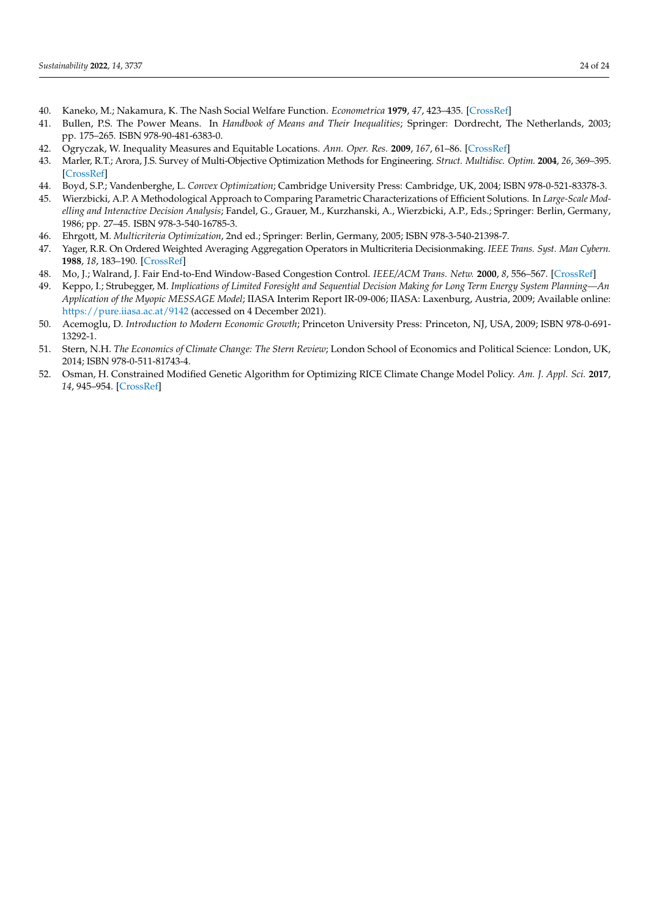40. Kaneko, M.; Nakamura, K. The Nash Social Welfare Function. *Econometrica* **1979**, *47*, 423–435. [CrossRef]
41. Bullen, P.S. The Power Means. In *Handbook of Means and Their Inequalities*; Springer: Dordrecht, The Netherlands, 2003; pp. 175–265. ISBN 978-90-481-6383-0.
42. Ogryczak, W. Inequality Measures and Equitable Locations. *Ann. Oper. Res.* **2009**, *167*, 61–86. [CrossRef]
43. Marler, R.T.; Arora, J.S. Survey of Multi-Objective Optimization Methods for Engineering. *Struct. Multidisc. Optim.* **2004**, *26*, 369–395. [CrossRef]
44. Boyd, S.P.; Vandenberghe, L. *Convex Optimization*; Cambridge University Press: Cambridge, UK, 2004; ISBN 978-0-521-83378-3.
45. Wierzbicki, A.P. A Methodological Approach to Comparing Parametric Characterizations of Efficient Solutions. In *Large-Scale Modelling and Interactive Decision Analysis*; Fandel, G., Grauer, M., Kurzhanski, A., Wierzbicki, A.P., Eds.; Springer: Berlin, Germany, 1986; pp. 27–45. ISBN 978-3-540-16785-3.
46. Ehrgott, M. *Multicriteria Optimization*, 2nd ed.; Springer: Berlin, Germany, 2005; ISBN 978-3-540-21398-7.
47. Yager, R.R. On Ordered Weighted Averaging Aggregation Operators in Multicriteria Decisionmaking. *IEEE Trans. Syst. Man Cybern.* **1988**, *18*, 183–190. [CrossRef]
48. Mo, J.; Walrand, J. Fair End-to-End Window-Based Congestion Control. *IEEE/ACM Trans. Netw.* **2000**, *8*, 556–567. [CrossRef]
49. Keppo, I.; Strubegger, M. *Implications of Limited Foresight and Sequential Decision Making for Long Term Energy System Planning—An Application of the Myopic MESSAGE Model*; IIASA Interim Report IR-09-006; IIASA: Laxenburg, Austria, 2009; Available online: https://pure.iiasa.ac.at/9142 (accessed on 4 December 2021).
50. Acemoglu, D. *Introduction to Modern Economic Growth*; Princeton University Press: Princeton, NJ, USA, 2009; ISBN 978-0-691-13292-1.
51. Stern, N.H. *The Economics of Climate Change: The Stern Review*; London School of Economics and Political Science: London, UK, 2014; ISBN 978-0-511-81743-4.
52. Osman, H. Constrained Modified Genetic Algorithm for Optimizing RICE Climate Change Model Policy. *Am. J. Appl. Sci.* **2017**, *14*, 945–954. [CrossRef]